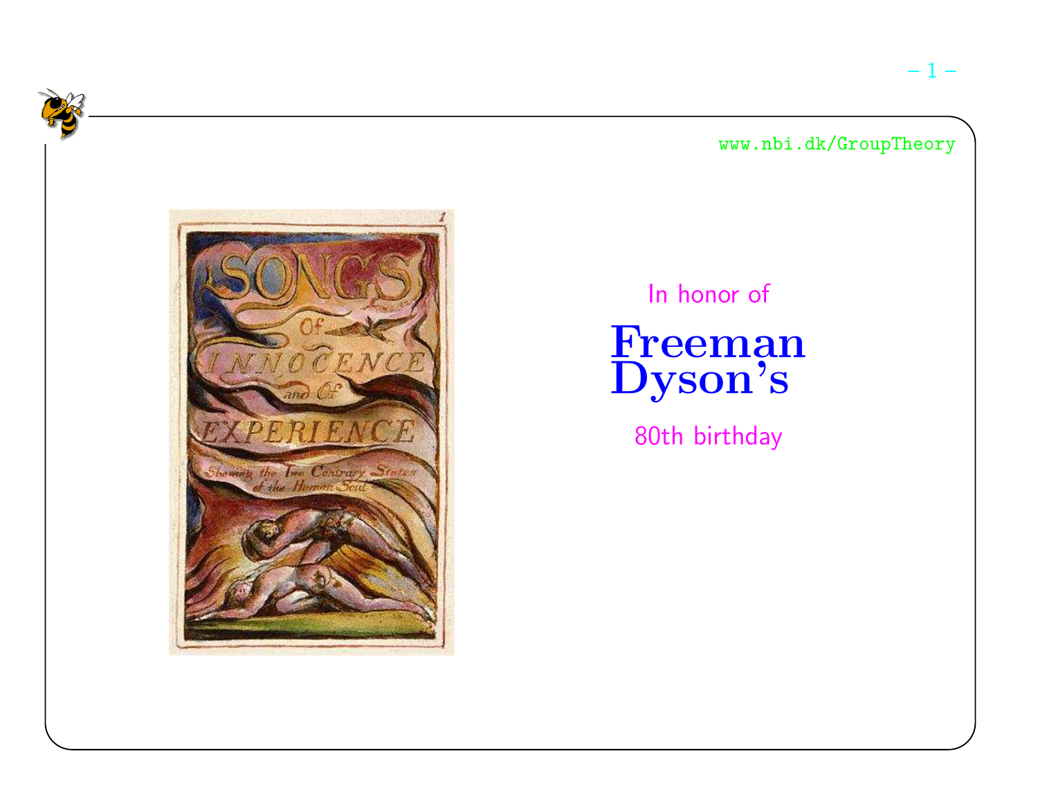In honor of

# Freeman Dyson's

80th birthday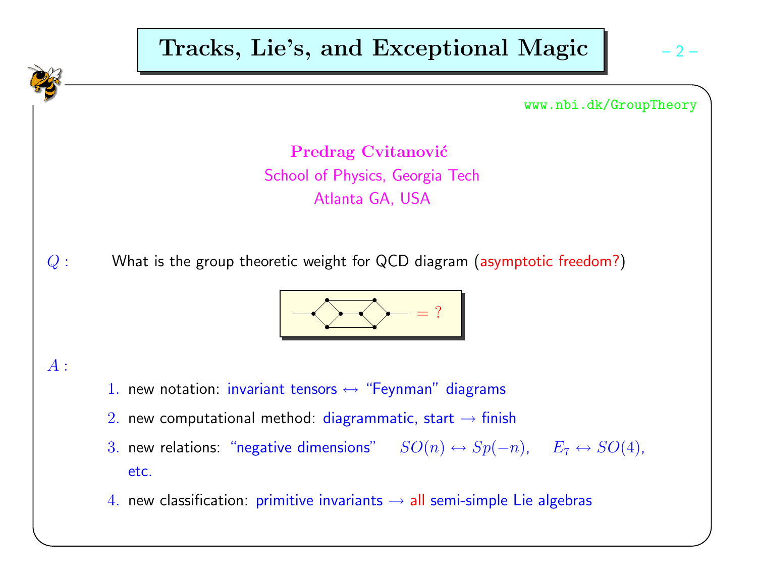# Tracks, Lie's, and Exceptional Magic

www.nbi.dk/GroupTheory

**Predrag Cvitanović**
School of Physics, Georgia Tech
Atlanta GA, USA

$Q$ : What is the group theoretic weight for QCD diagram (asymptotic freedom?)

$= ?$

$A$ :

1. new notation: invariant tensors $\leftrightarrow$ "Feynman" diagrams
2. new computational method: diagrammatic, start $\rightarrow$ finish
3. new relations: "negative dimensions" $SO(n) \leftrightarrow Sp(-n)$, $E_7 \leftrightarrow SO(4)$, etc.
4. new classification: primitive invariants $\rightarrow$ all semi-simple Lie algebras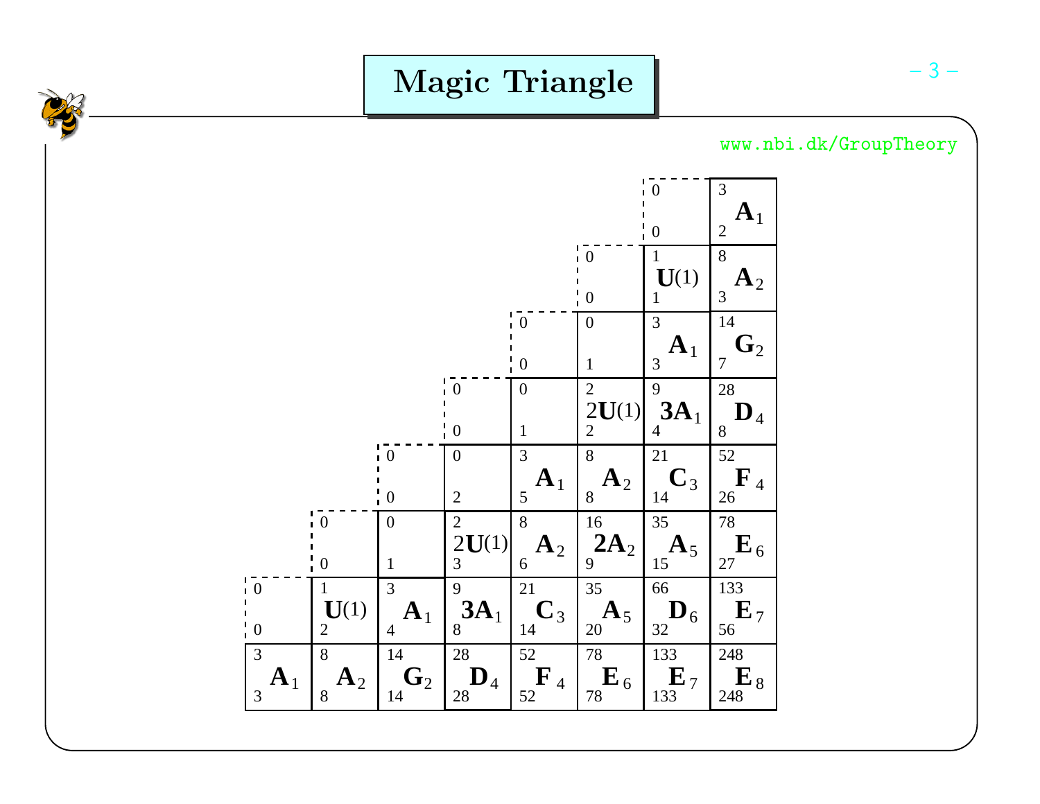# Magic Triangle

www.nbi.dk/GroupTheory

Each cell lists: top number, algebra, bottom number.

| | | | | | | | |
|---|---|---|---|---|---|---|---|
| | | | | | | 0 / 0 | 3 / $\mathbf{A}_1$ / 2 |
| | | | | | 0 / 0 | 1 / $\mathbf{U}(1)$ / 1 | 8 / $\mathbf{A}_2$ / 3 |
| | | | | 0 / 0 | 0 / 1 | 3 / $\mathbf{A}_1$ / 3 | 14 / $\mathbf{G}_2$ / 7 |
| | | | 0 / 0 | 0 / 1 | 2 / $2\mathbf{U}(1)$ / 2 | 9 / $\mathbf{3A}_1$ / 4 | 28 / $\mathbf{D}_4$ / 8 |
| | | 0 / 0 | 0 / 2 | 3 / $\mathbf{A}_1$ / 5 | 8 / $\mathbf{A}_2$ / 8 | 21 / $\mathbf{C}_3$ / 14 | 52 / $\mathbf{F}_4$ / 26 |
| | 0 / 0 | 0 / 1 | 2 / $2\mathbf{U}(1)$ / 3 | 8 / $\mathbf{A}_2$ / 6 | 16 / $\mathbf{2A}_2$ / 9 | 35 / $\mathbf{A}_5$ / 15 | 78 / $\mathbf{E}_6$ / 27 |
| 0 / 0 | 1 / $\mathbf{U}(1)$ / 2 | 3 / $\mathbf{A}_1$ / 4 | 9 / $\mathbf{3A}_1$ / 8 | 21 / $\mathbf{C}_3$ / 14 | 35 / $\mathbf{A}_5$ / 20 | 66 / $\mathbf{D}_6$ / 32 | 133 / $\mathbf{E}_7$ / 56 |
| 3 / $\mathbf{A}_1$ / 3 | 8 / $\mathbf{A}_2$ / 8 | 14 / $\mathbf{G}_2$ / 14 | 28 / $\mathbf{D}_4$ / 28 | 52 / $\mathbf{F}_4$ / 52 | 78 / $\mathbf{E}_6$ / 78 | 133 / $\mathbf{E}_7$ / 133 | 248 / $\mathbf{E}_8$ / 248 |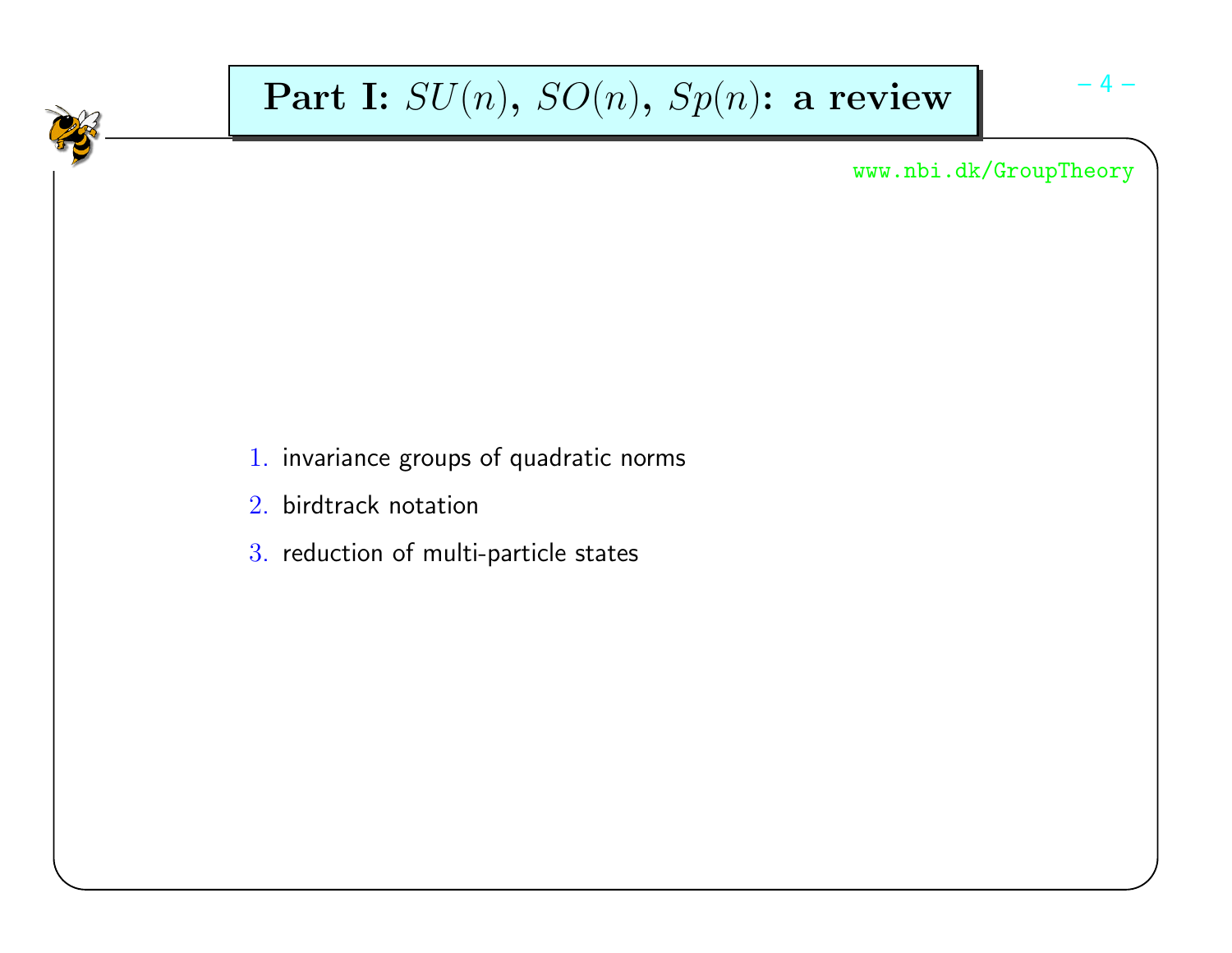# Part I: $SU(n)$, $SO(n)$, $Sp(n)$: a review

www.nbi.dk/GroupTheory

1. invariance groups of quadratic norms
2. birdtrack notation
3. reduction of multi-particle states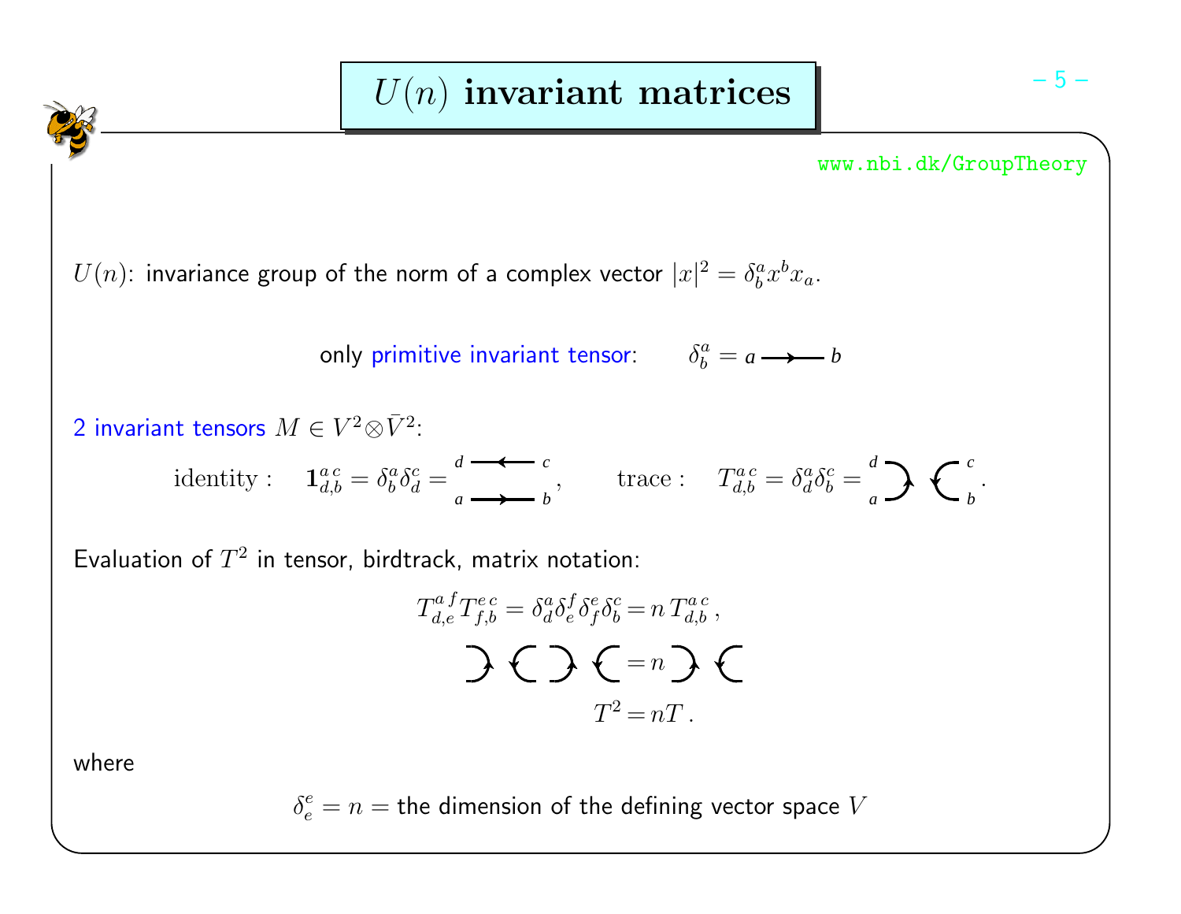# $U(n)$ invariant matrices

www.nbi.dk/GroupTheory

$U(n)$: invariance group of the norm of a complex vector $|x|^2 = \delta_b^a x^b x_a$.

only primitive invariant tensor: $\delta_b^a = a \longrightarrow b$

2 invariant tensors $M \in V^2 \otimes \bar{V}^2$:

$$\text{identity}: \quad \mathbf{1}_{d,b}^{a\,c} = \delta_b^a \delta_d^c = \qquad \text{trace}: \quad T_{d,b}^{a\,c} = \delta_d^a \delta_b^c =$$

Evaluation of $T^2$ in tensor, birdtrack, matrix notation:

$$T_{d,e}^{a\,f} T_{f,b}^{e\,c} = \delta_d^a \delta_e^f \delta_f^e \delta_b^c = n\, T_{d,b}^{a\,c}\,,$$

$$T^2 = nT\,.$$

where

$$\delta_e^e = n = \text{the dimension of the defining vector space } V$$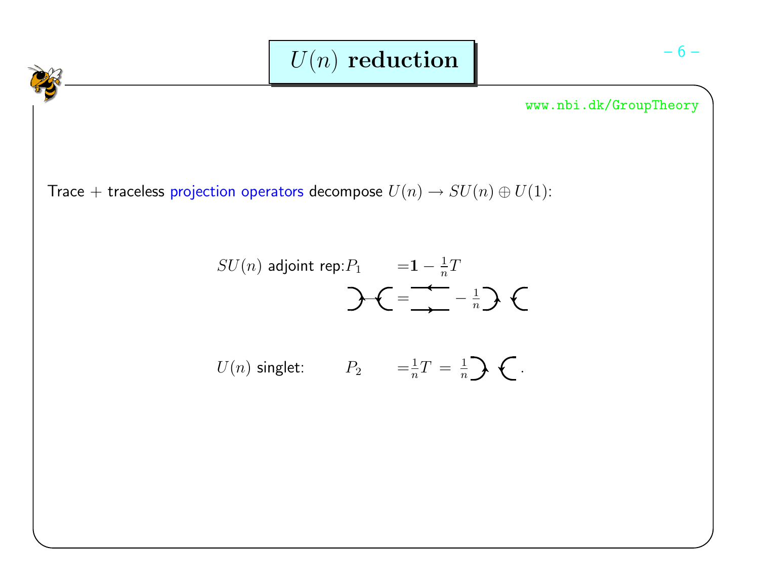# $U(n)$ **reduction**

Trace + traceless projection operators decompose $U(n) \to SU(n) \oplus U(1)$:

$SU(n)$ adjoint rep: $P_1 = \mathbf{1} - \frac{1}{n} T$

$U(n)$ singlet: $P_2 = \frac{1}{n} T = \frac{1}{n}$ .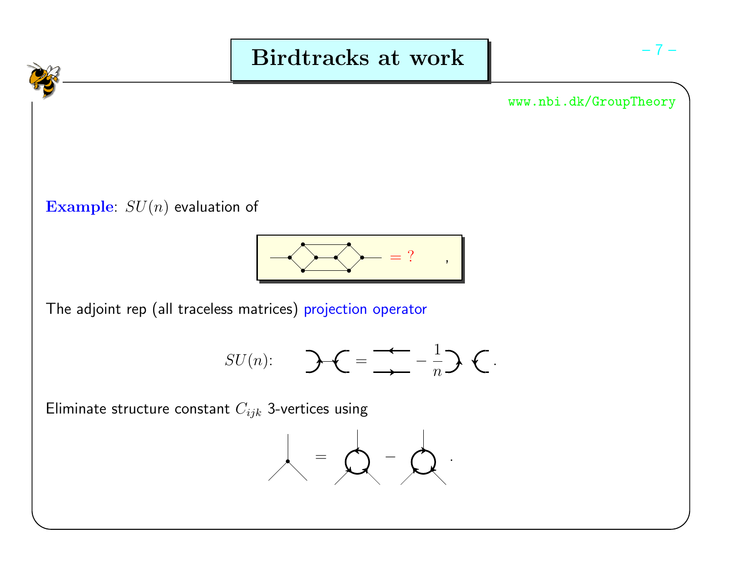# Birdtracks at work

www.nbi.dk/GroupTheory

**Example**: $SU(n)$ evaluation of

$$= ? \quad ,$$

The adjoint rep (all traceless matrices) projection operator

$$SU(n): \quad = \quad - \frac{1}{n} \quad .$$

Eliminate structure constant $C_{ijk}$ 3-vertices using

$$= \quad - \quad .$$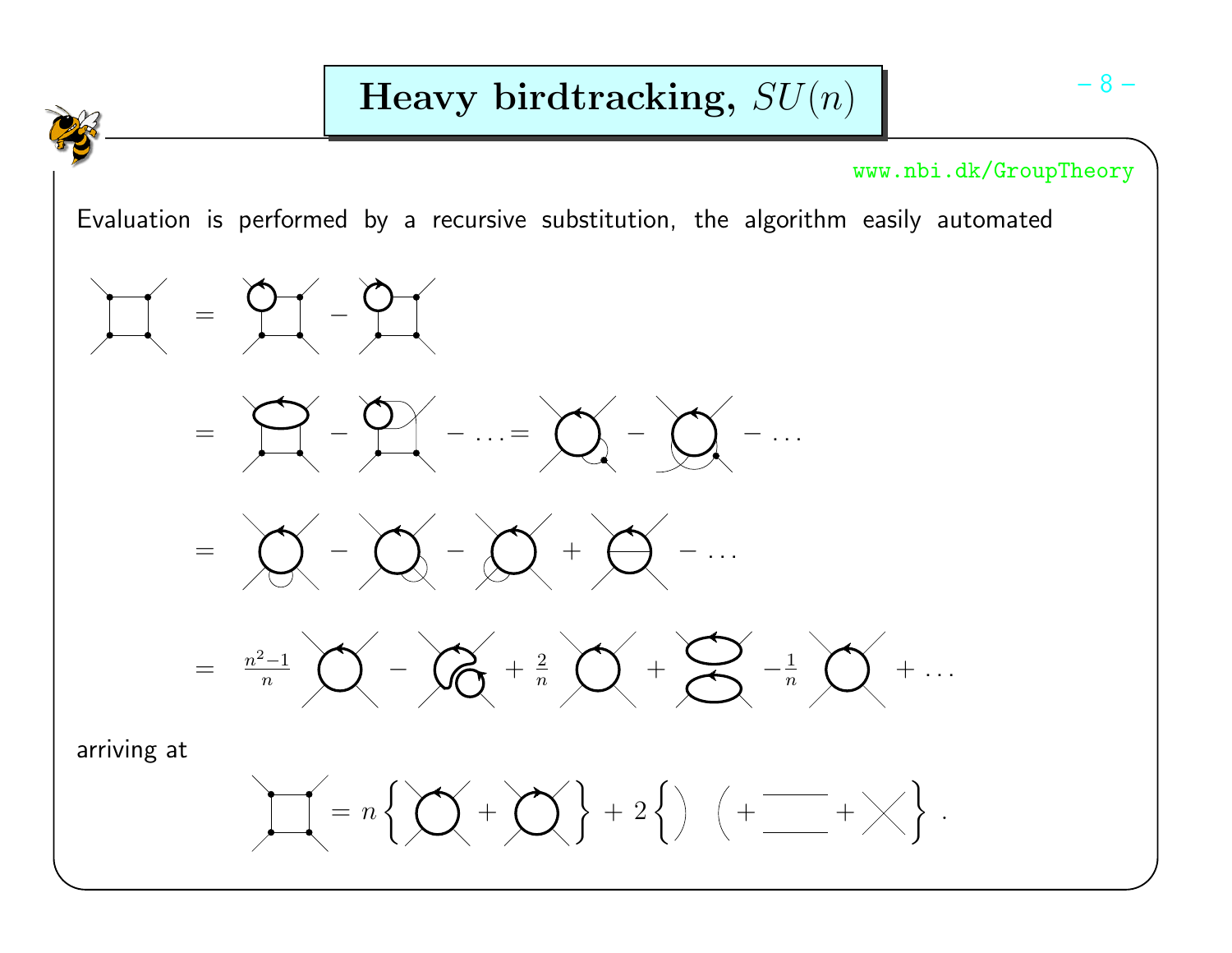# Heavy birdtracking, $SU(n)$

www.nbi.dk/GroupTheory

Evaluation is performed by a recursive substitution, the algorithm easily automated

$$= \quad - \quad$$

$$= \quad - \quad - \ldots = \quad - \quad - \ldots$$

$$= \quad - \quad - \quad + \quad - \ldots$$

$$= \frac{n^2-1}{n} \quad - \quad + \frac{2}{n} \quad + \quad - \frac{1}{n} \quad + \ldots$$

arriving at

$$= n\left\{ \quad + \quad \right\} + 2\left\{ \big) \; \big( + \quad + \quad \right\} .$$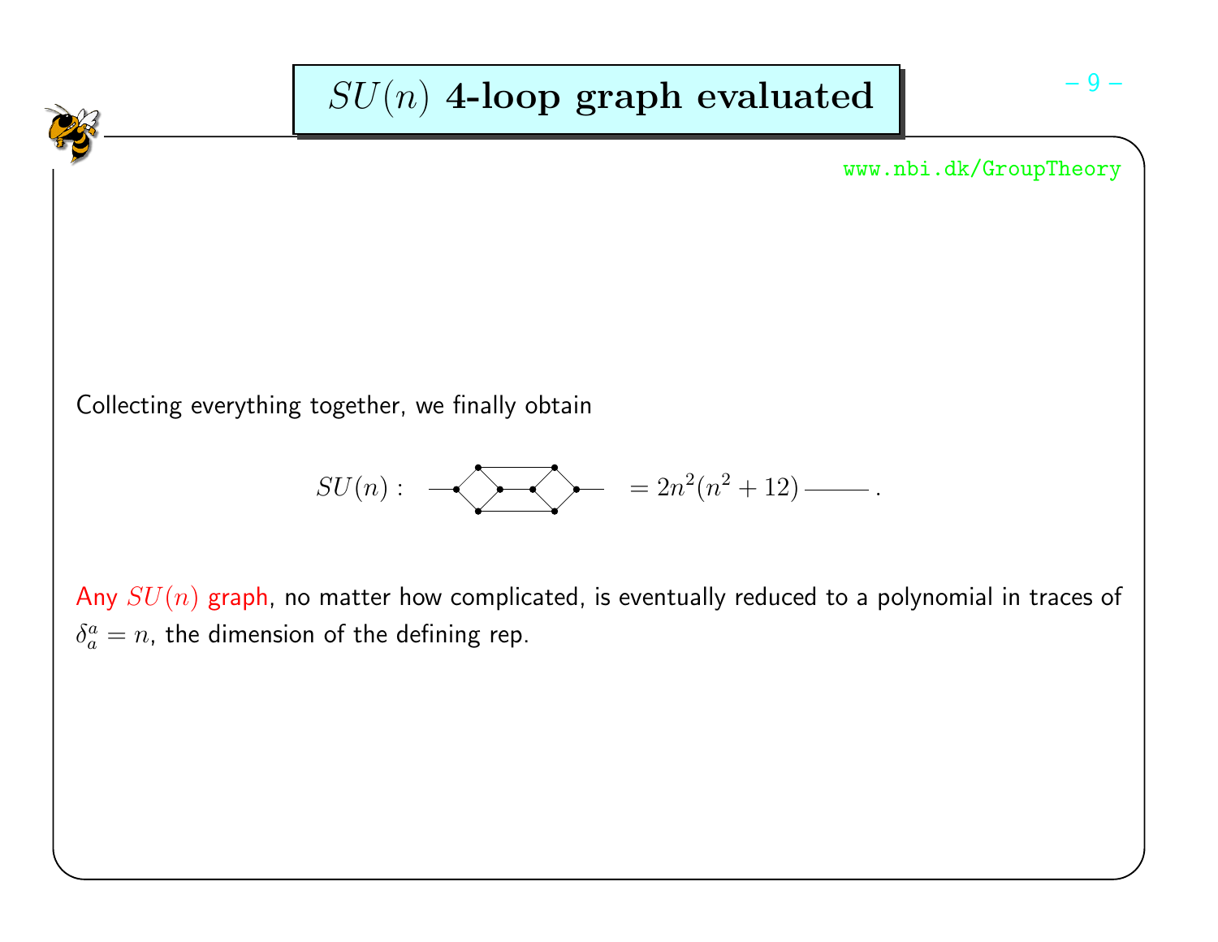# $SU(n)$ 4-loop graph evaluated

www.nbi.dk/GroupTheory

Collecting everything together, we finally obtain

$$SU(n): \quad [\text{graph}] \quad = 2n^2(n^2+12) \, \text{———} \, .$$

Any $SU(n)$ graph, no matter how complicated, is eventually reduced to a polynomial in traces of $\delta^a_a = n$, the dimension of the defining rep.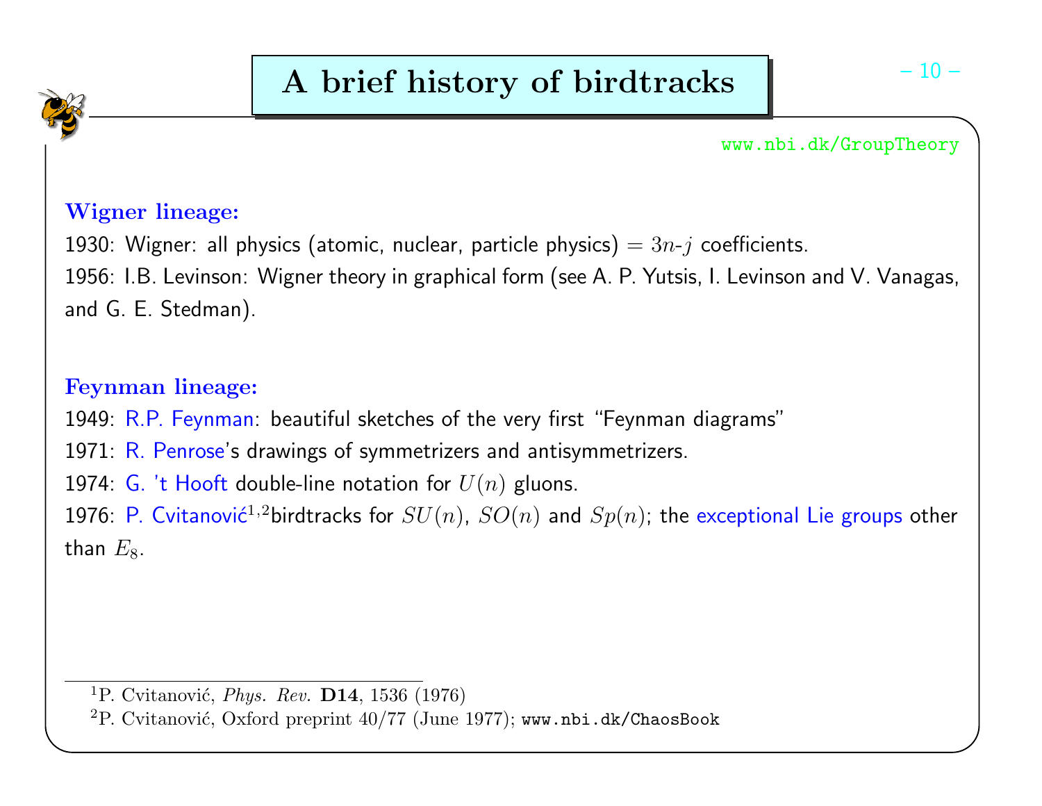# A brief history of birdtracks

www.nbi.dk/GroupTheory

**Wigner lineage:**

1930: Wigner: all physics (atomic, nuclear, particle physics) $= 3n$-$j$ coefficients.

1956: I.B. Levinson: Wigner theory in graphical form (see A. P. Yutsis, I. Levinson and V. Vanagas, and G. E. Stedman).

**Feynman lineage:**

1949: R.P. Feynman: beautiful sketches of the very first "Feynman diagrams"

1971: R. Penrose's drawings of symmetrizers and antisymmetrizers.

1974: G. 't Hooft double-line notation for $U(n)$ gluons.

1976: P. Cvitanović[1,2] birdtracks for $SU(n)$, $SO(n)$ and $Sp(n)$; the exceptional Lie groups other than $E_8$.

---

[1] P. Cvitanović, *Phys. Rev.* **D14**, 1536 (1976)

[2] P. Cvitanović, Oxford preprint 40/77 (June 1977); www.nbi.dk/ChaosBook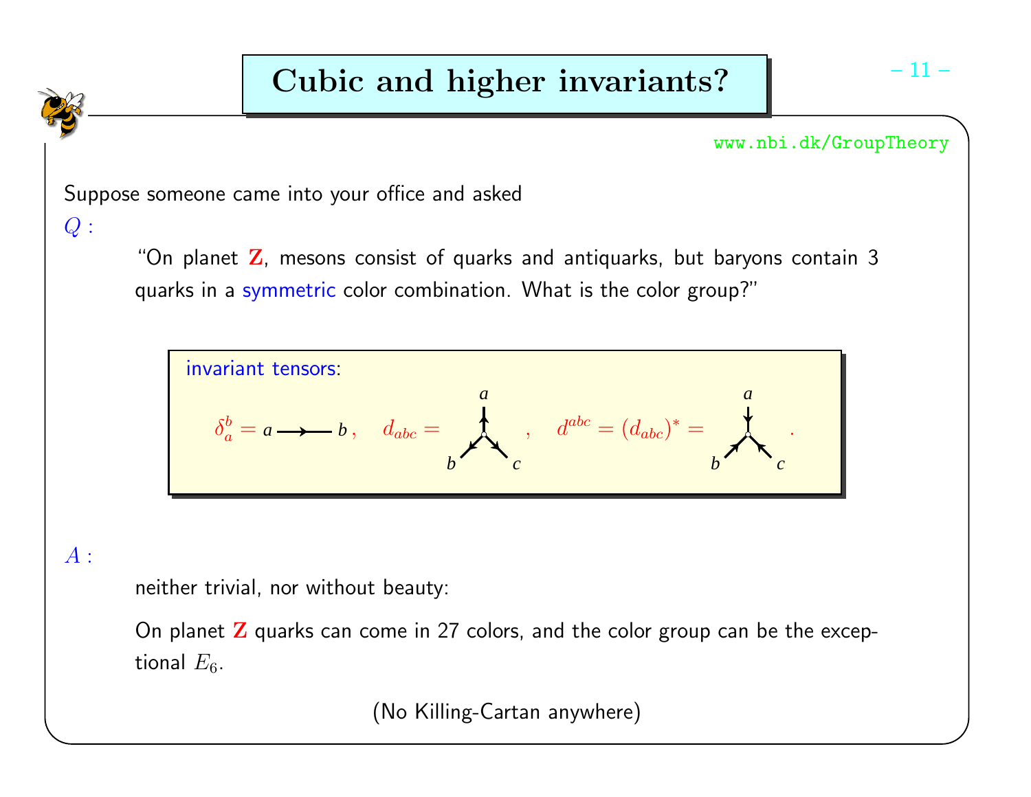# Cubic and higher invariants?

www.nbi.dk/GroupTheory

Suppose someone came into your office and asked

*Q :*

> "On planet **Z**, mesons consist of quarks and antiquarks, but baryons contain 3 quarks in a symmetric color combination. What is the color group?"

invariant tensors:

$$\delta_a^b = a \longrightarrow b\,, \quad d_{abc} = \quad , \quad d^{abc} = (d_{abc})^* = \quad .$$

*A :*

> neither trivial, nor without beauty:
>
> On planet **Z** quarks can come in 27 colors, and the color group can be the exceptional $E_6$.

(No Killing-Cartan anywhere)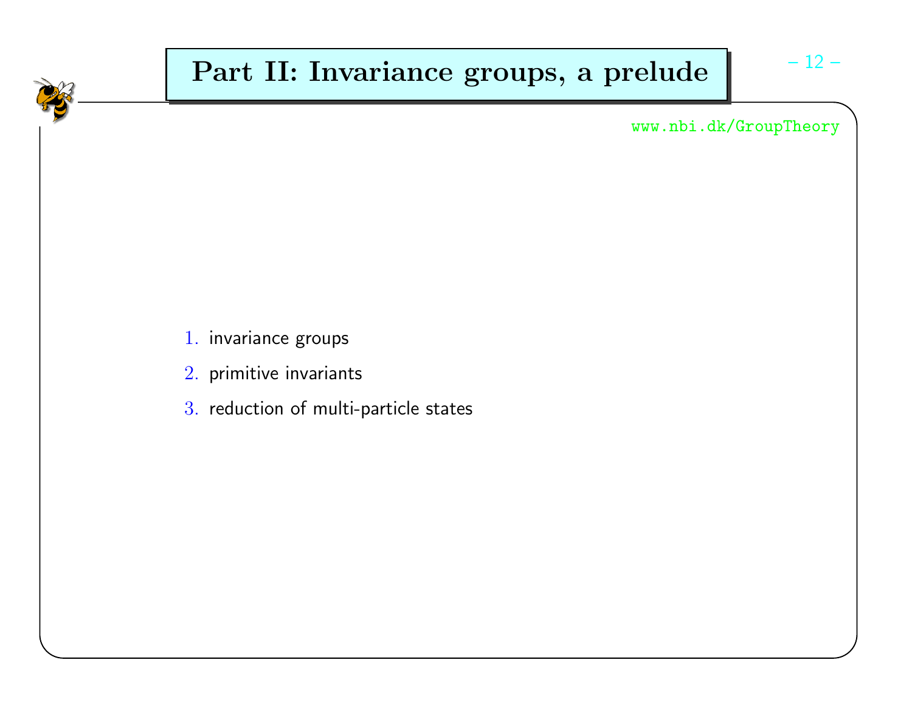# Part II: Invariance groups, a prelude

www.nbi.dk/GroupTheory

1. invariance groups
2. primitive invariants
3. reduction of multi-particle states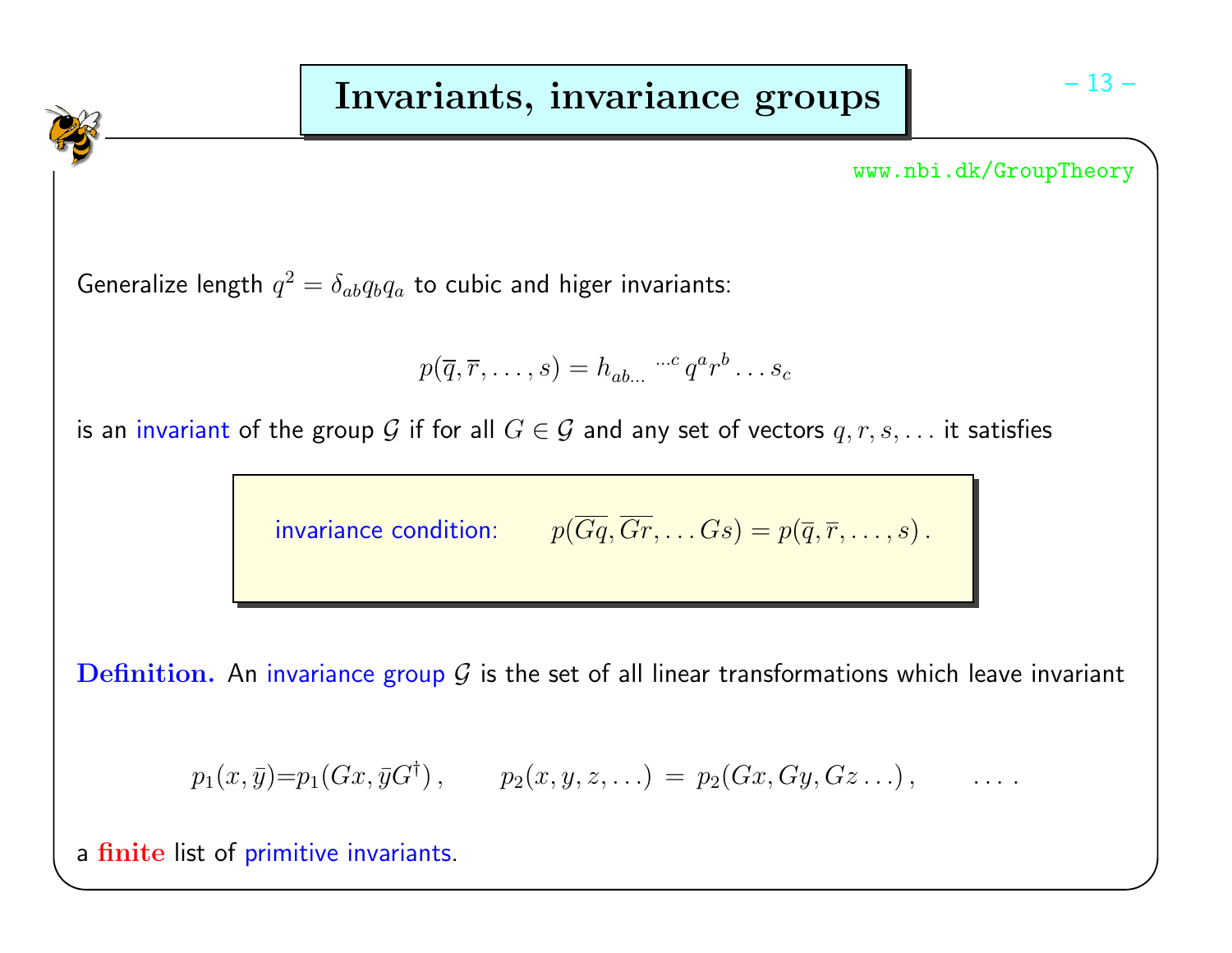# Invariants, invariance groups

Generalize length $q^2 = \delta_{ab} q_b q_a$ to cubic and higer invariants:

$$p(\overline{q}, \overline{r}, \ldots, s) = h_{ab\ldots}{}^{\ldots c}\, q^a r^b \ldots s_c$$

is an invariant of the group $\mathcal{G}$ if for all $G \in \mathcal{G}$ and any set of vectors $q, r, s, \ldots$ it satisfies

> invariance condition: $\qquad p(\overline{Gq}, \overline{Gr}, \ldots Gs) = p(\overline{q}, \overline{r}, \ldots, s)\,.$

**Definition.** An invariance group $\mathcal{G}$ is the set of all linear transformations which leave invariant

$$p_1(x, \bar{y}) = p_1(Gx, \bar{y}G^\dagger)\,, \qquad p_2(x, y, z, \ldots) = p_2(Gx, Gy, Gz \ldots)\,, \qquad \ldots\,.$$

a **finite** list of primitive invariants.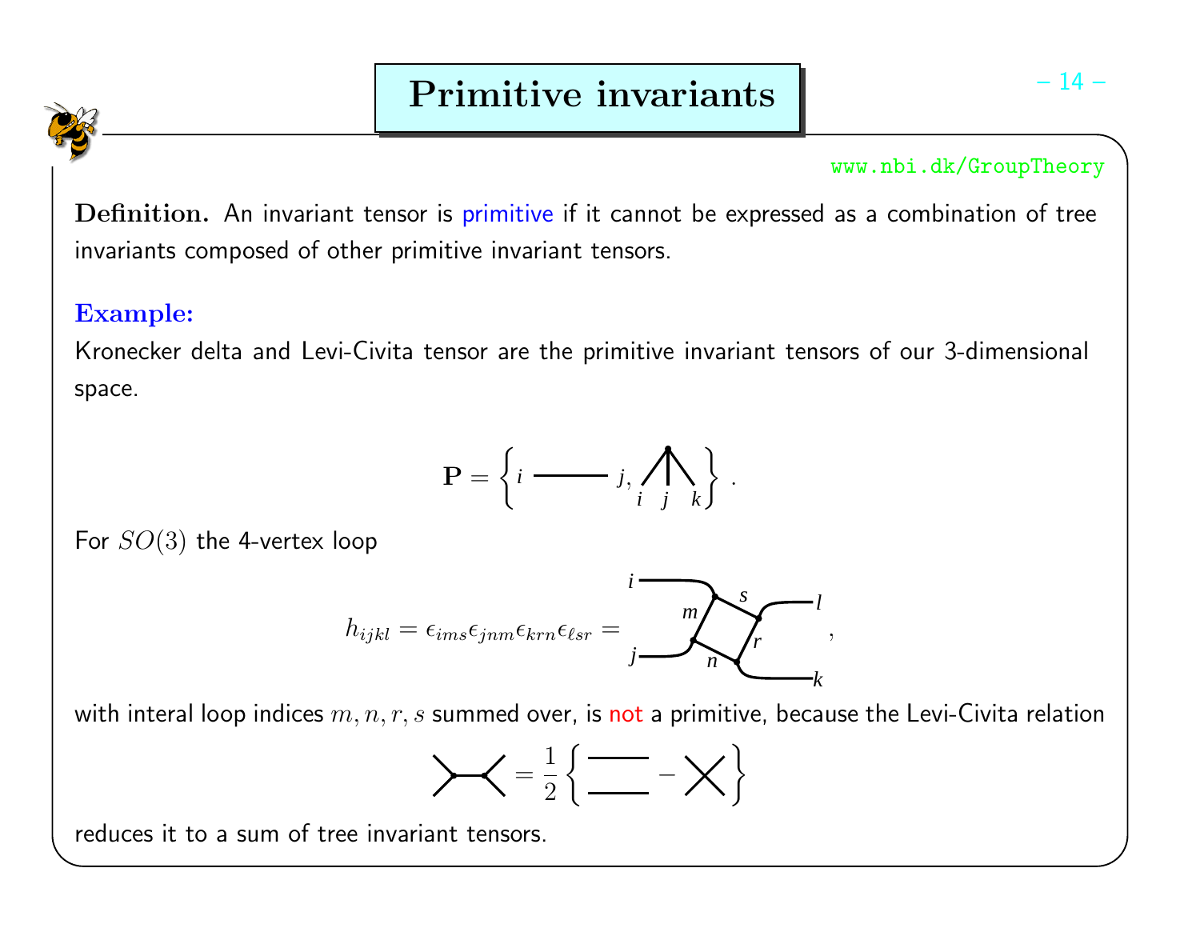# Primitive invariants

**Definition.** An invariant tensor is primitive if it cannot be expressed as a combination of tree invariants composed of other primitive invariant tensors.

**Example:**

Kronecker delta and Levi-Civita tensor are the primitive invariant tensors of our 3-dimensional space.

$$\mathbf{P} = \left\{ i \longrightarrow j, \; \text{(vertex with legs } i\, j\, k) \right\} .$$

For $SO(3)$ the 4-vertex loop

$$h_{ijkl} = \epsilon_{ims}\epsilon_{jnm}\epsilon_{krn}\epsilon_{\ell sr} = \text{(4-vertex loop diagram with external legs } i, j, k, l \text{ and internal lines } m, n, r, s),$$

with interal loop indices $m, n, r, s$ summed over, is not a primitive, because the Levi-Civita relation

$$\text{(two joined vertices)} = \frac{1}{2}\left\{ \text{(two parallel lines)} - \text{(crossed lines)} \right\}$$

reduces it to a sum of tree invariant tensors.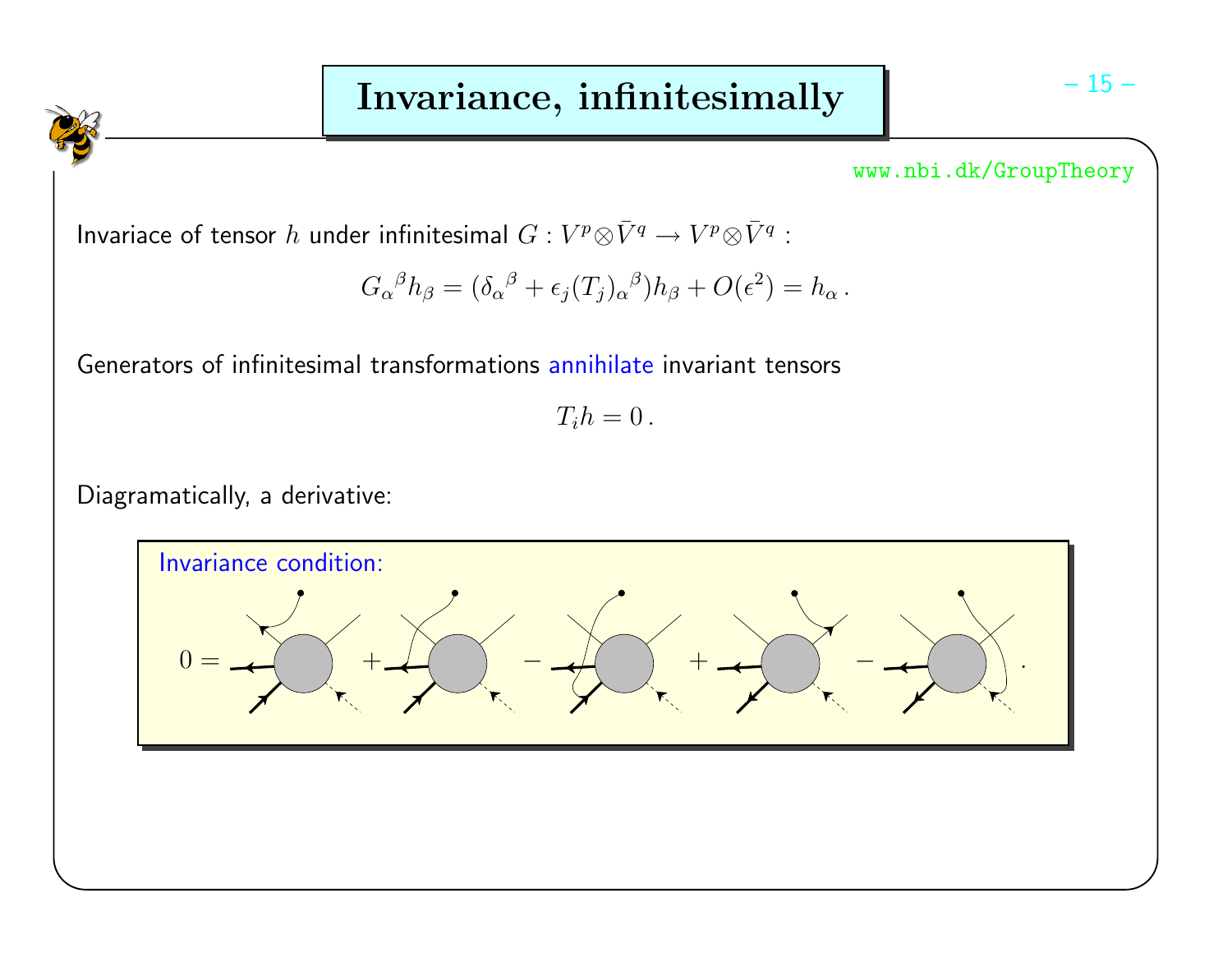# Invariance, infinitesimally

www.nbi.dk/GroupTheory

Invariace of tensor $h$ under infinitesimal $G : V^p \otimes \bar{V}^q \to V^p \otimes \bar{V}^q$ :

$$G_\alpha{}^\beta h_\beta = (\delta_\alpha{}^\beta + \epsilon_j (T_j)_\alpha{}^\beta) h_\beta + O(\epsilon^2) = h_\alpha \,.$$

Generators of infinitesimal transformations annihilate invariant tensors

$$T_i h = 0 \,.$$

Diagramatically, a derivative:

Invariance condition:

$0 = \; + \; - \; + \; - \; .$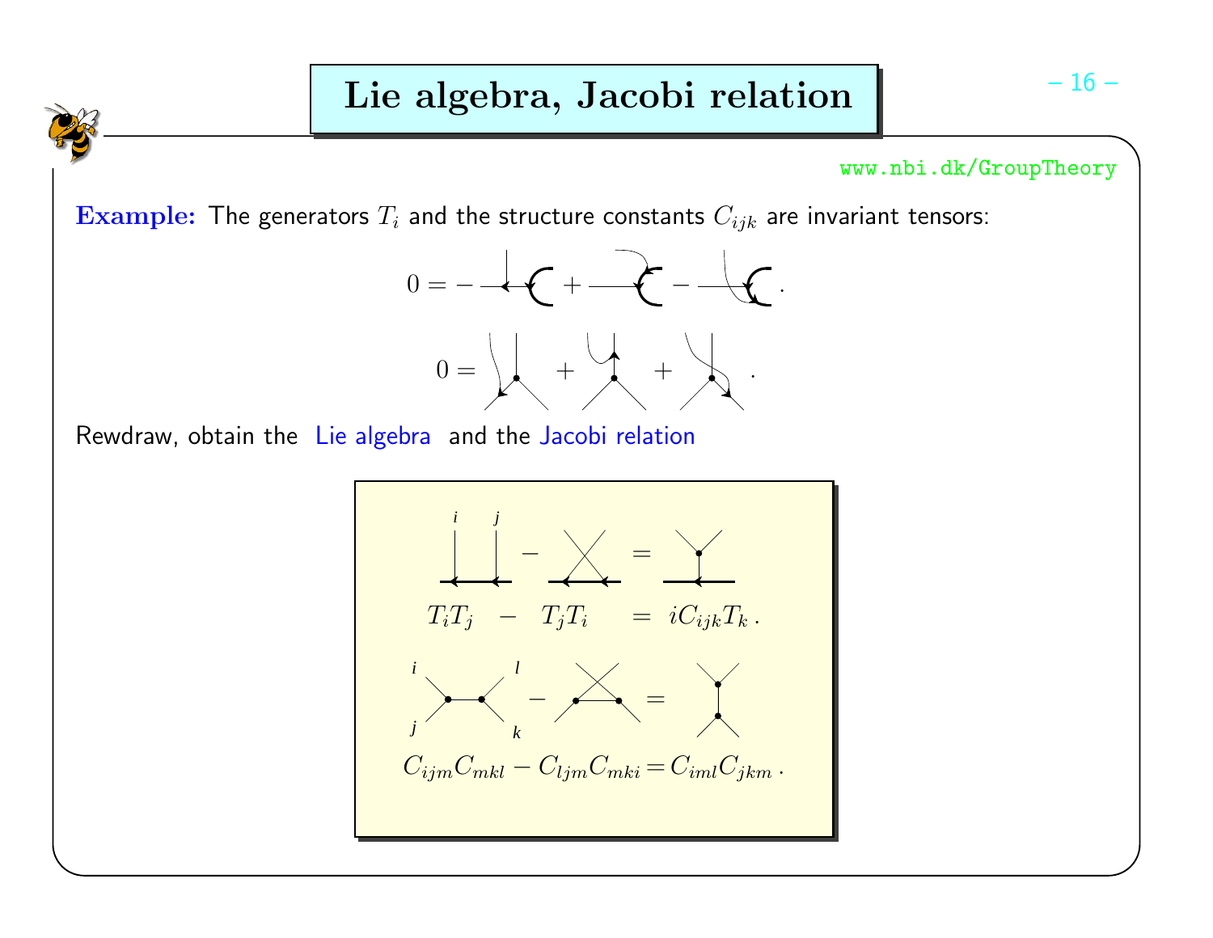# Lie algebra, Jacobi relation

**Example:** The generators $T_i$ and the structure constants $C_{ijk}$ are invariant tensors:

$$0 = - \quad + \quad - \quad .$$

$$0 = \quad + \quad + \quad .$$

Rewdraw, obtain the Lie algebra and the Jacobi relation

$$T_iT_j \quad - \quad T_jT_i \quad = \quad iC_{ijk}T_k\,.$$

$$C_{ijm}C_{mkl} - C_{ljm}C_{mki} = C_{iml}C_{jkm}\,.$$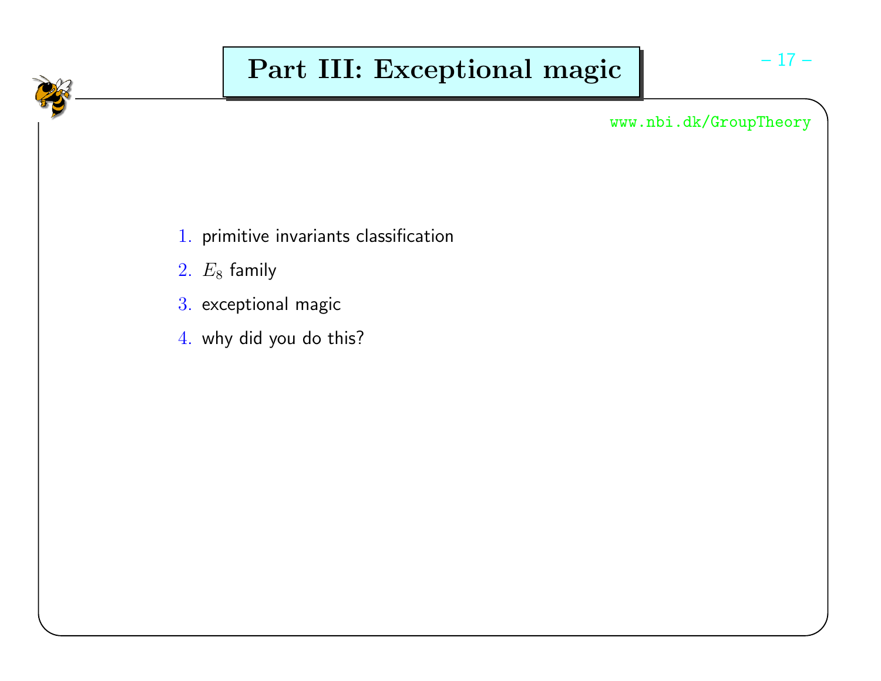# Part III: Exceptional magic

www.nbi.dk/GroupTheory

1. primitive invariants classification
2. $E_8$ family
3. exceptional magic
4. why did you do this?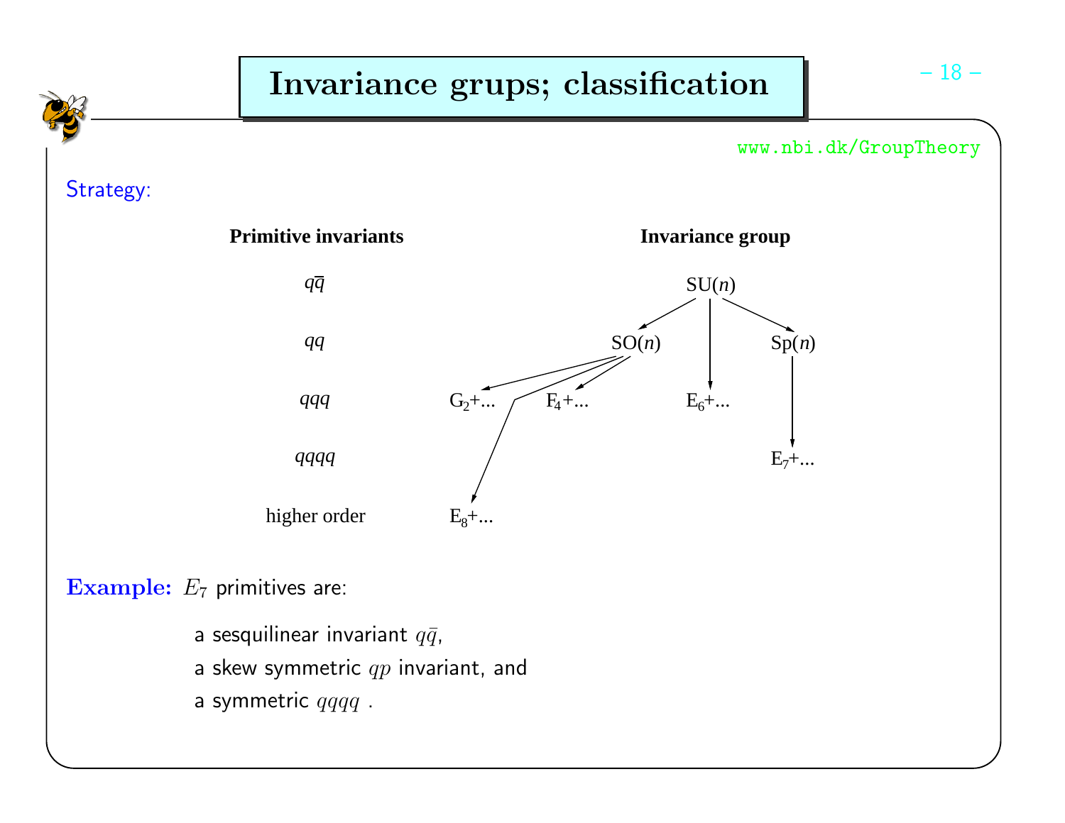# Invariance grups; classification

www.nbi.dk/GroupTheory

Strategy:

| Primitive invariants | Invariance group |
|---|---|
| $q\bar{q}$ | SU($n$) |
| $qq$ | SO($n$), Sp($n$) |
| $qqq$ | $G_2$+..., $F_4$+..., $E_6$+... |
| $qqqq$ | $E_7$+... |
| higher order | $E_8$+... |

(Arrows: SU($n$) → SO($n$), SU($n$) → $E_6$+..., SU($n$) → Sp($n$); SO($n$) → $G_2$+..., SO($n$) → $F_4$+..., SO($n$) → $E_8$+...; Sp($n$) → $E_7$+...)

**Example:** $E_7$ primitives are:

a sesquilinear invariant $q\bar{q}$,

a skew symmetric $qp$ invariant, and

a symmetric $qqqq$ .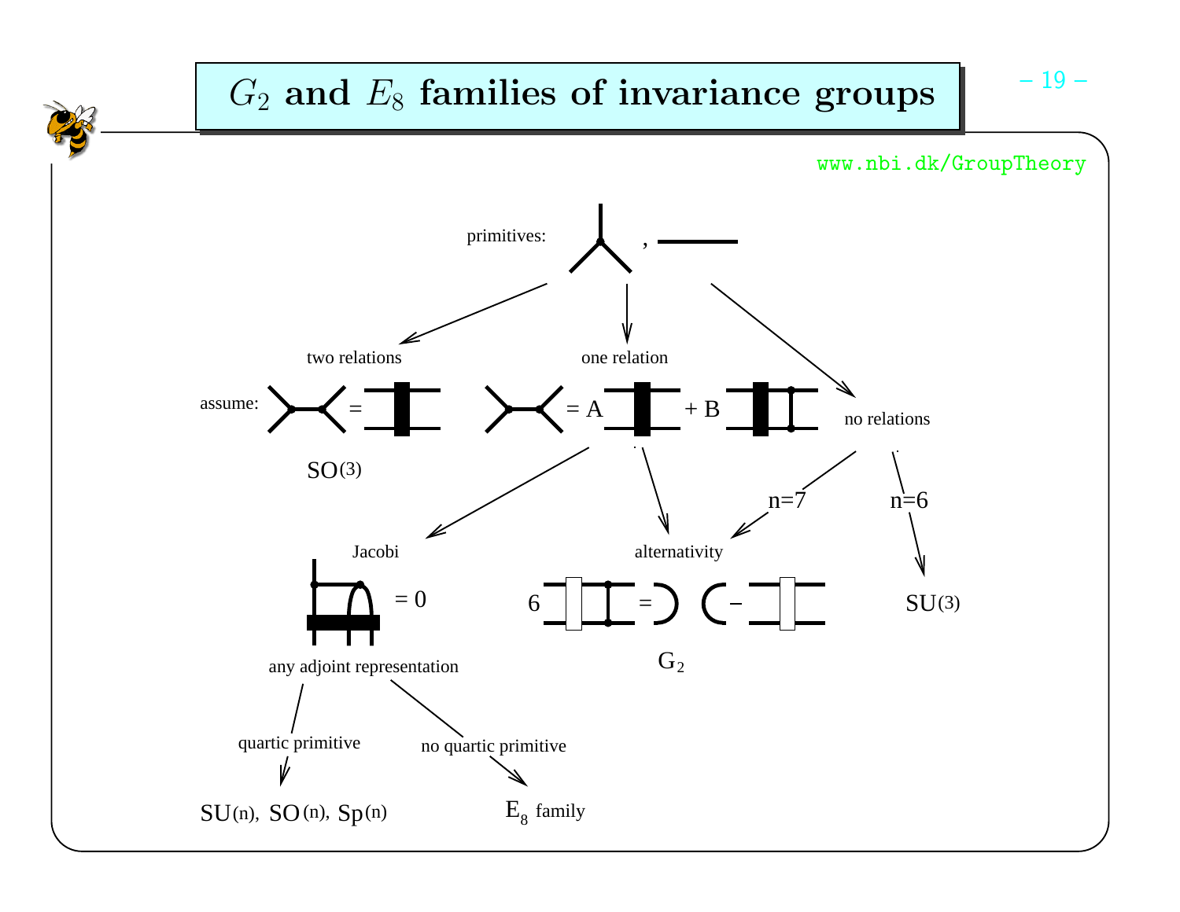# $G_2$ and $E_8$ families of invariance groups

www.nbi.dk/GroupTheory

primitives: ,

two relations

assume: =

$SO(3)$

one relation

= A + B

no relations

Jacobi

= 0

any adjoint representation

quartic primitive

$SU(n)$, $SO(n)$, $Sp(n)$

no quartic primitive

$E_8$ family

alternativity

6 = −

$G_2$

n=7

n=6

$SU(3)$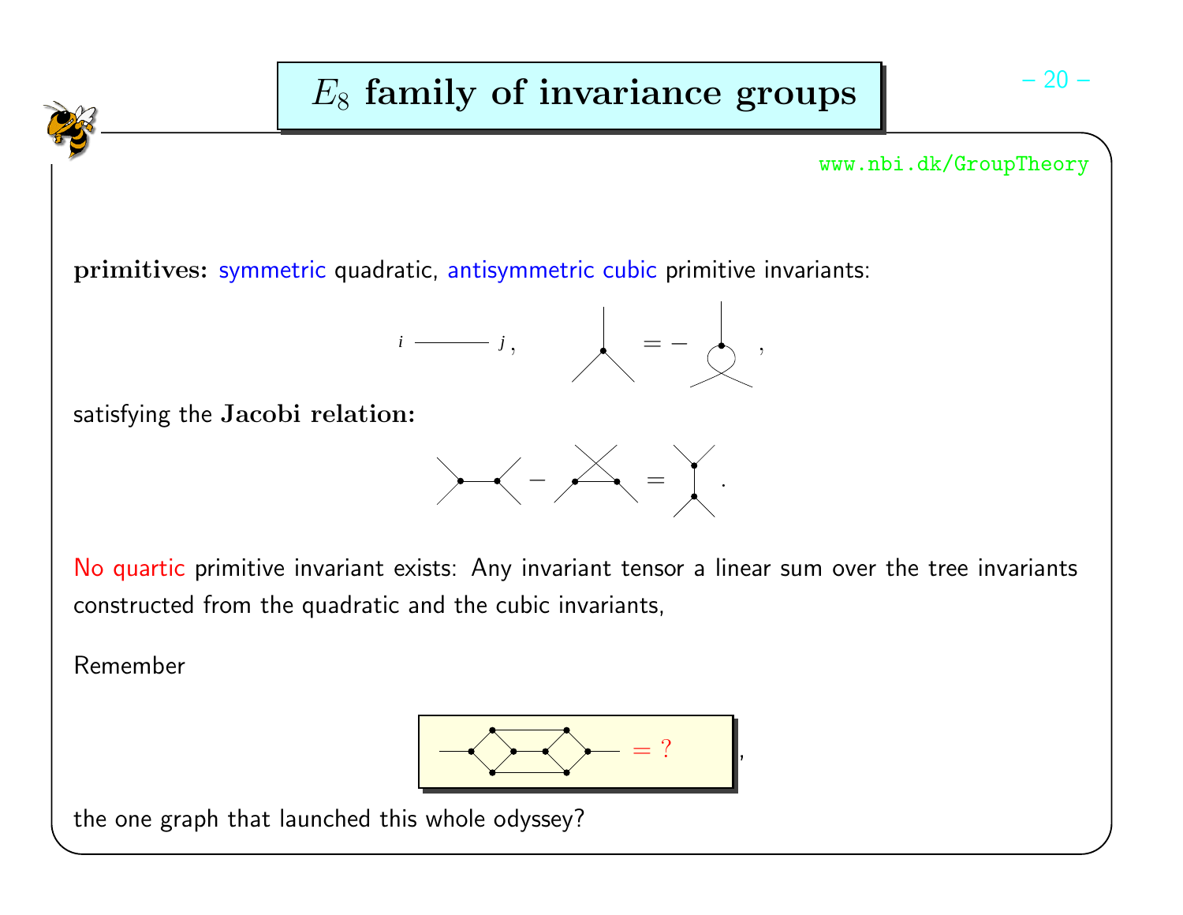# $E_8$ family of invariance groups

www.nbi.dk/GroupTheory

**primitives:** symmetric quadratic, antisymmetric cubic primitive invariants:

$$i \;\text{———}\; j\,, \qquad \text{(cubic vertex)} = -\,\text{(twisted cubic vertex)}\,,$$

satisfying the **Jacobi relation:**

$$\text{(s-channel)} - \text{(u-channel)} = \text{(t-channel)}\,.$$

No quartic primitive invariant exists: Any invariant tensor a linear sum over the tree invariants constructed from the quadratic and the cubic invariants,

Remember

$$\text{(graph)} = ?\,,$$

the one graph that launched this whole odyssey?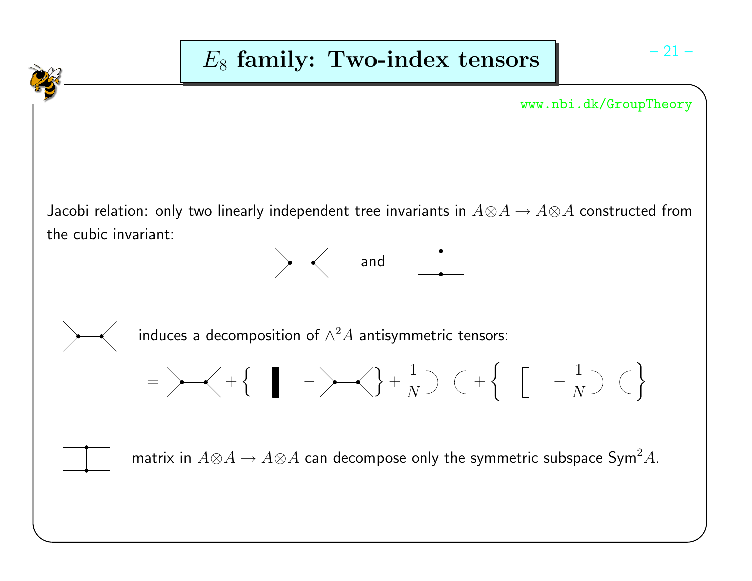# $E_8$ family: Two-index tensors

www.nbi.dk/GroupTheory

Jacobi relation: only two linearly independent tree invariants in $A \otimes A \to A \otimes A$ constructed from the cubic invariant:

and

induces a decomposition of $\wedge^2 A$ antisymmetric tensors:

$$= \;+\; \left\{ \;-\; \right\} + \frac{1}{N} \;+\; \left\{ \;-\; \frac{1}{N} \right\}$$

matrix in $A \otimes A \to A \otimes A$ can decompose only the symmetric subspace $\mathrm{Sym}^2 A$.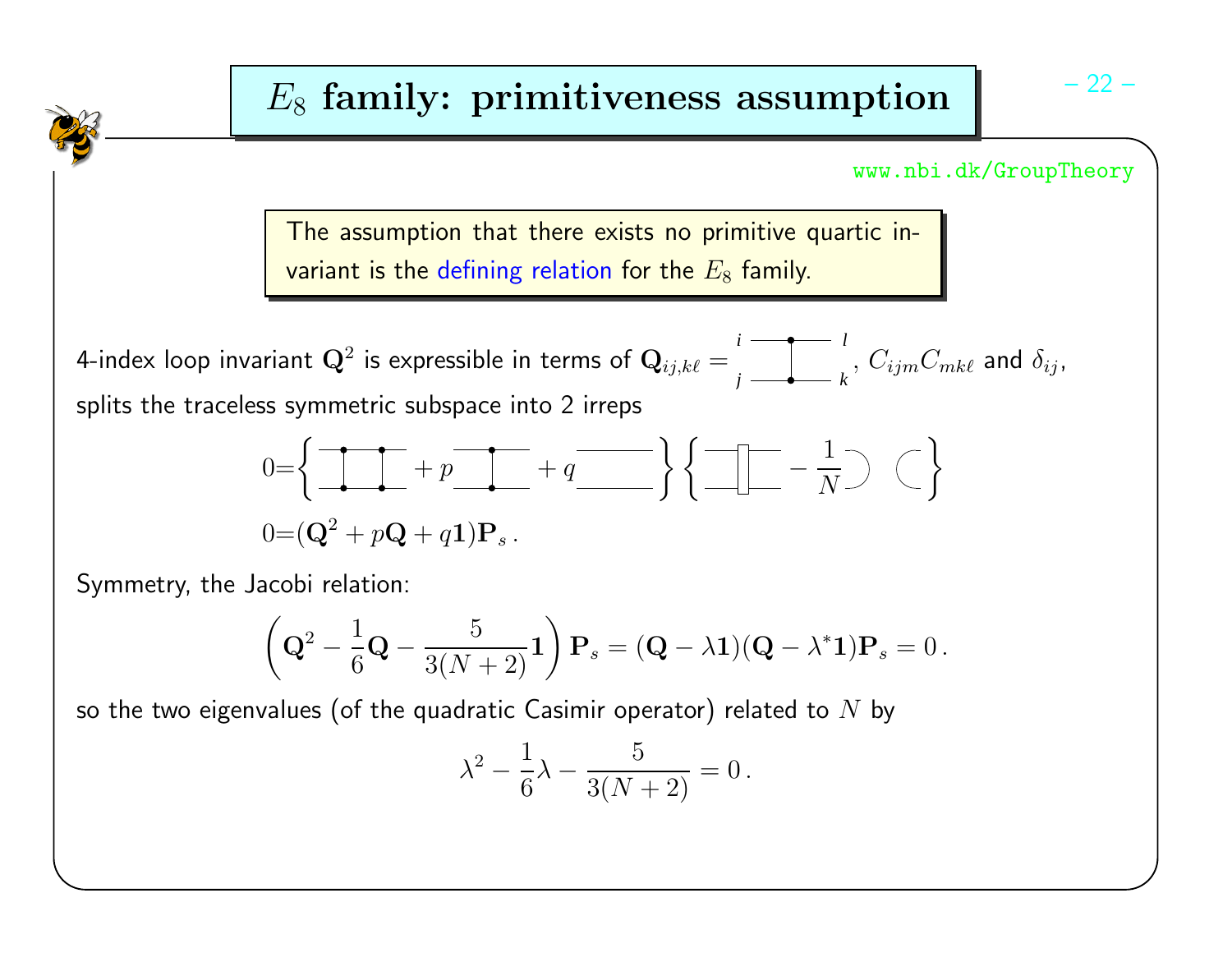# $E_8$ family: primitiveness assumption

www.nbi.dk/GroupTheory

> The assumption that there exists no primitive quartic invariant is the defining relation for the $E_8$ family.

4-index loop invariant $\mathbf{Q}^2$ is expressible in terms of $\mathbf{Q}_{ij,k\ell} =$ [birdtrack diagram], $C_{ijm}C_{mk\ell}$ and $\delta_{ij}$, splits the traceless symmetric subspace into 2 irreps

$$0 = \left\{ [\text{diagram}] + p\,[\text{diagram}] + q\,[\text{diagram}] \right\} \left\{ [\text{diagram}] - \frac{1}{N} [\text{diagram}] \right\}$$

$$0 = (\mathbf{Q}^2 + p\mathbf{Q} + q\mathbf{1})\mathbf{P}_s \,.$$

Symmetry, the Jacobi relation:

$$\left( \mathbf{Q}^2 - \frac{1}{6}\mathbf{Q} - \frac{5}{3(N+2)}\mathbf{1} \right) \mathbf{P}_s = (\mathbf{Q} - \lambda \mathbf{1})(\mathbf{Q} - \lambda^* \mathbf{1})\mathbf{P}_s = 0 \,.$$

so the two eigenvalues (of the quadratic Casimir operator) related to $N$ by

$$\lambda^2 - \frac{1}{6}\lambda - \frac{5}{3(N+2)} = 0 \,.$$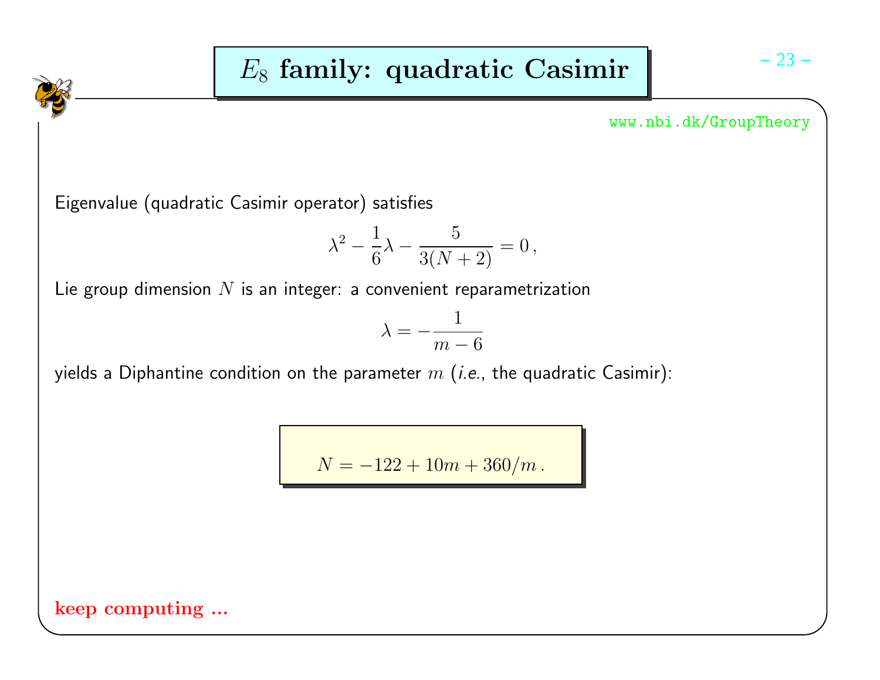# $E_8$ family: quadratic Casimir

www.nbi.dk/GroupTheory

Eigenvalue (quadratic Casimir operator) satisfies

$$\lambda^2 - \frac{1}{6}\lambda - \frac{5}{3(N+2)} = 0\,,$$

Lie group dimension $N$ is an integer: a convenient reparametrization

$$\lambda = -\frac{1}{m-6}$$

yields a Diphantine condition on the parameter $m$ (*i.e.*, the quadratic Casimir):

$$N = -122 + 10m + 360/m\,.$$

**keep computing ...**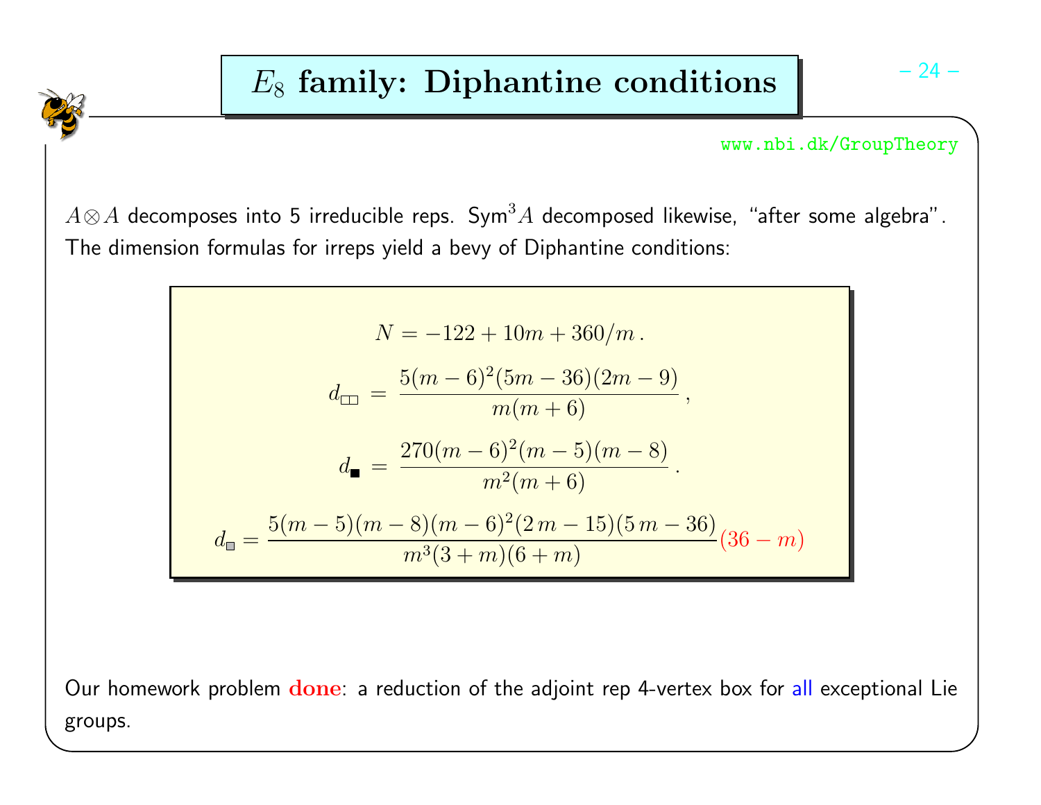# $E_8$ family: Diphantine conditions

www.nbi.dk/GroupTheory

$A \otimes A$ decomposes into 5 irreducible reps. $\mathrm{Sym}^3 A$ decomposed likewise, "after some algebra". The dimension formulas for irreps yield a bevy of Diphantine conditions:

$$N = -122 + 10m + 360/m \,.$$

$$d_{\square\square} = \frac{5(m-6)^2(5m-36)(2m-9)}{m(m+6)} \,,$$

$$d_{\blacksquare} = \frac{270(m-6)^2(m-5)(m-8)}{m^2(m+6)} \,.$$

$$d_{\square} = \frac{5(m-5)(m-8)(m-6)^2(2\,m-15)(5\,m-36)}{m^3(3+m)(6+m)}(36-m)$$

Our homework problem **done**: a reduction of the adjoint rep 4-vertex box for all exceptional Lie groups.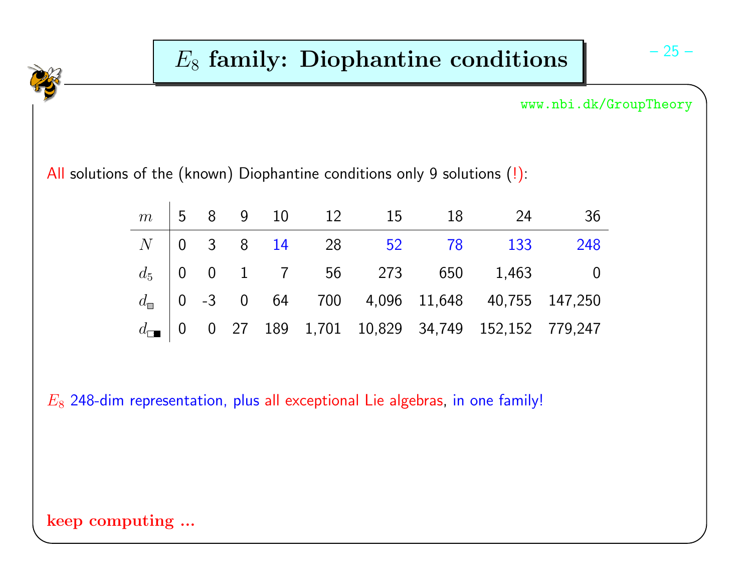# $E_8$ family: Diophantine conditions

www.nbi.dk/GroupTheory

All solutions of the (known) Diophantine conditions only 9 solutions (!):

| $m$ | 5 | 8 | 9 | 10 | 12 | 15 | 18 | 24 | 36 |
|---|---|---|---|---|---|---|---|---|---|
| $N$ | 0 | 3 | 8 | 14 | 28 | 52 | 78 | 133 | 248 |
| $d_5$ | 0 | 0 | 1 | 7 | 56 | 273 | 650 | 1,463 | 0 |
| $d_{\square}$ | 0 | -3 | 0 | 64 | 700 | 4,096 | 11,648 | 40,755 | 147,250 |
| $d_{\square\blacksquare}$ | 0 | 0 | 27 | 189 | 1,701 | 10,829 | 34,749 | 152,152 | 779,247 |

$E_8$ 248-dim representation, plus all exceptional Lie algebras, in one family!

**keep computing ...**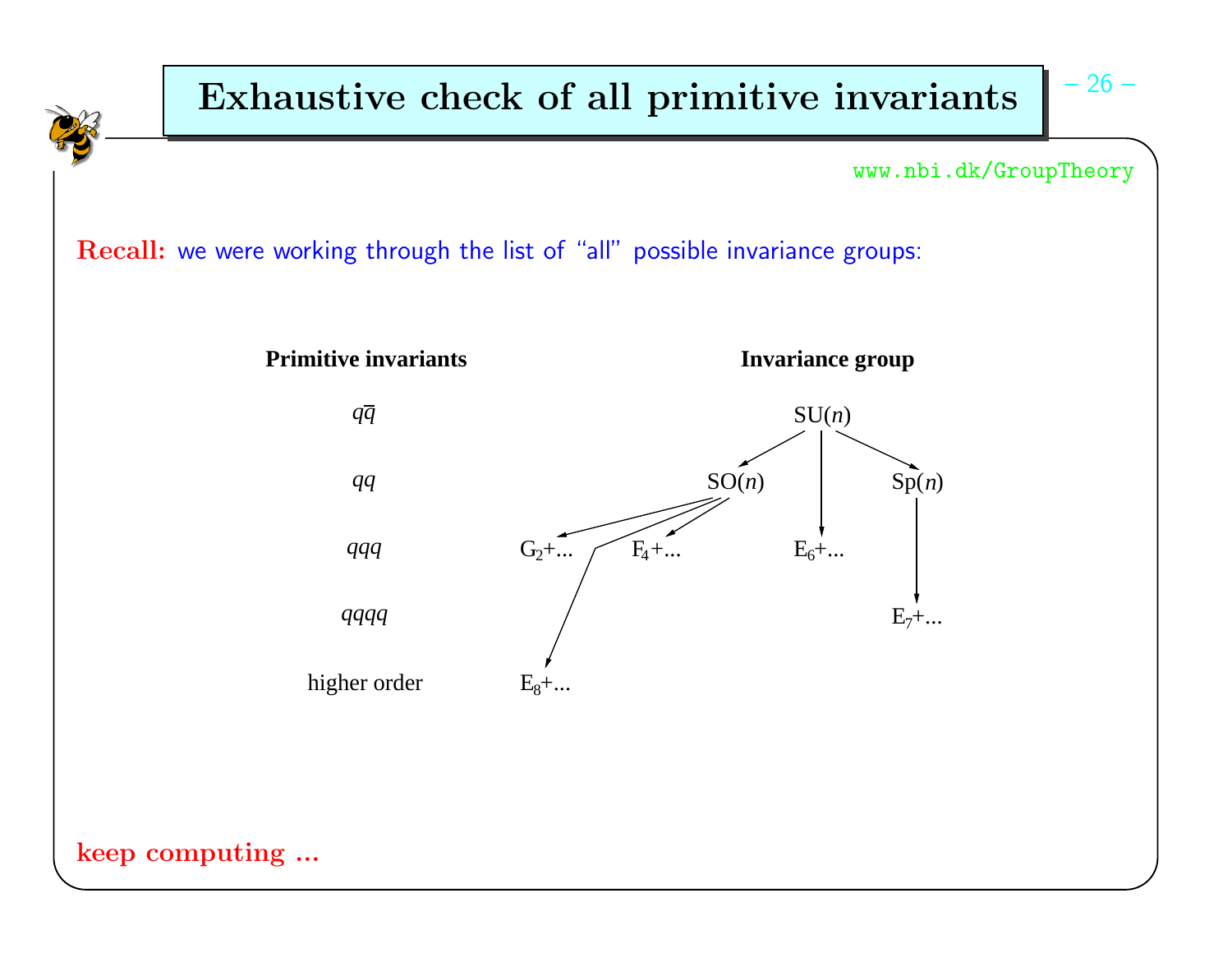# Exhaustive check of all primitive invariants

**Recall:** we were working through the list of "all" possible invariance groups:

| Primitive invariants | Invariance group |
| --- | --- |
| $q\bar{q}$ | SU($n$) |
| $qq$ | SO($n$), Sp($n$) |
| $qqq$ | $G_2$+..., $F_4$+..., $E_6$+... |
| $qqqq$ | $E_7$+... |
| higher order | $E_8$+... |

**keep computing ...**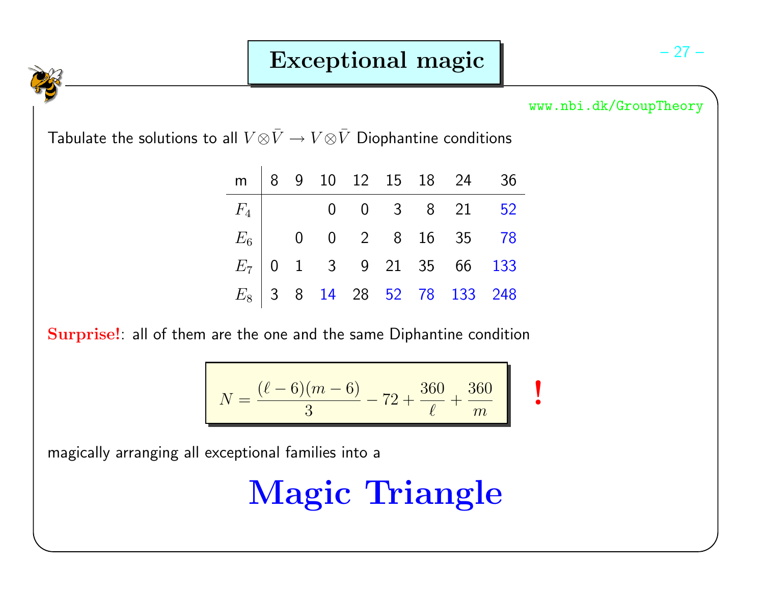# Exceptional magic

Tabulate the solutions to all $V \otimes \bar{V} \to V \otimes \bar{V}$ Diophantine conditions

| m | 8 | 9 | 10 | 12 | 15 | 18 | 24 | 36 |
|---|---|---|---|---|---|---|---|---|
| $F_4$ | | | 0 | 0 | 3 | 8 | 21 | 52 |
| $E_6$ | | 0 | 0 | 2 | 8 | 16 | 35 | 78 |
| $E_7$ | 0 | 1 | 3 | 9 | 21 | 35 | 66 | 133 |
| $E_8$ | 3 | 8 | 14 | 28 | 52 | 78 | 133 | 248 |

**Surprise!**: all of them are the one and the same Diphantine condition

$$N = \frac{(\ell - 6)(m - 6)}{3} - 72 + \frac{360}{\ell} + \frac{360}{m}$$

**!**

magically arranging all exceptional families into a

# Magic Triangle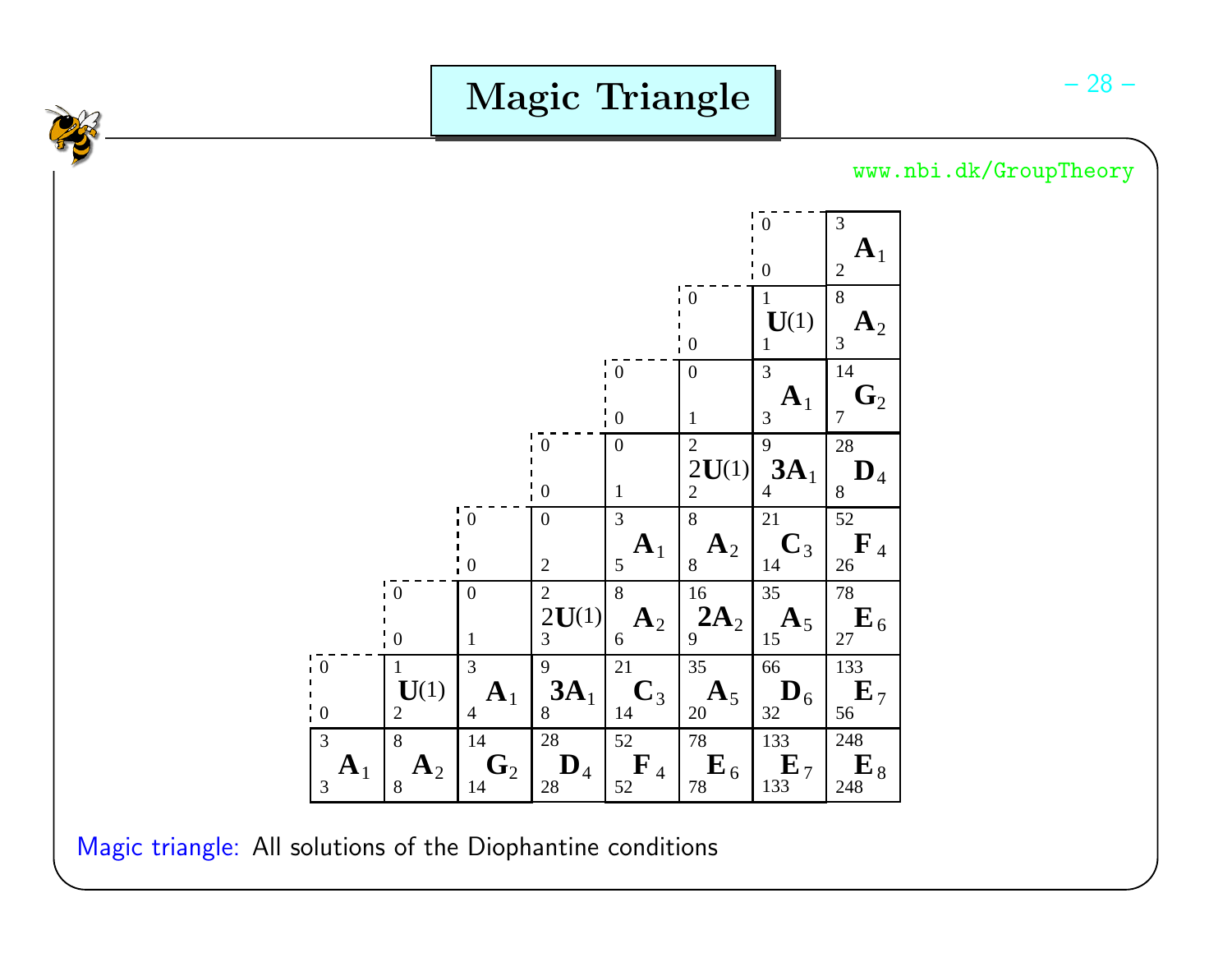# Magic Triangle

www.nbi.dk/GroupTheory

| | | | | | | | |
|---|---|---|---|---|---|---|---|
| | | | | | | 0 / 0 | 3 $\mathbf{A}_1$ 2 |
| | | | | | 0 / 0 | 1 $\mathbf{U}(1)$ 1 | 8 $\mathbf{A}_2$ 3 |
| | | | | 0 / 0 | 0 / 1 | 3 $\mathbf{A}_1$ 3 | 14 $\mathbf{G}_2$ 7 |
| | | | 0 / 0 | 0 / 1 | 2 $2\mathbf{U}(1)$ 2 | 9 $\mathbf{3A}_1$ 4 | 28 $\mathbf{D}_4$ 8 |
| | | 0 / 0 | 0 / 2 | 3 $\mathbf{A}_1$ 5 | 8 $\mathbf{A}_2$ 8 | 21 $\mathbf{C}_3$ 14 | 52 $\mathbf{F}_4$ 26 |
| | 0 / 0 | 0 / 1 | 2 $2\mathbf{U}(1)$ 3 | 8 $\mathbf{A}_2$ 6 | 16 $\mathbf{2A}_2$ 9 | 35 $\mathbf{A}_5$ 15 | 78 $\mathbf{E}_6$ 27 |
| 0 / 0 | 1 $\mathbf{U}(1)$ 2 | 3 $\mathbf{A}_1$ 4 | 9 $\mathbf{3A}_1$ 8 | 21 $\mathbf{C}_3$ 14 | 35 $\mathbf{A}_5$ 20 | 66 $\mathbf{D}_6$ 32 | 133 $\mathbf{E}_7$ 56 |
| 3 $\mathbf{A}_1$ 3 | 8 $\mathbf{A}_2$ 8 | 14 $\mathbf{G}_2$ 14 | 28 $\mathbf{D}_4$ 28 | 52 $\mathbf{F}_4$ 52 | 78 $\mathbf{E}_6$ 78 | 133 $\mathbf{E}_7$ 133 | 248 $\mathbf{E}_8$ 248 |

Magic triangle: All solutions of the Diophantine conditions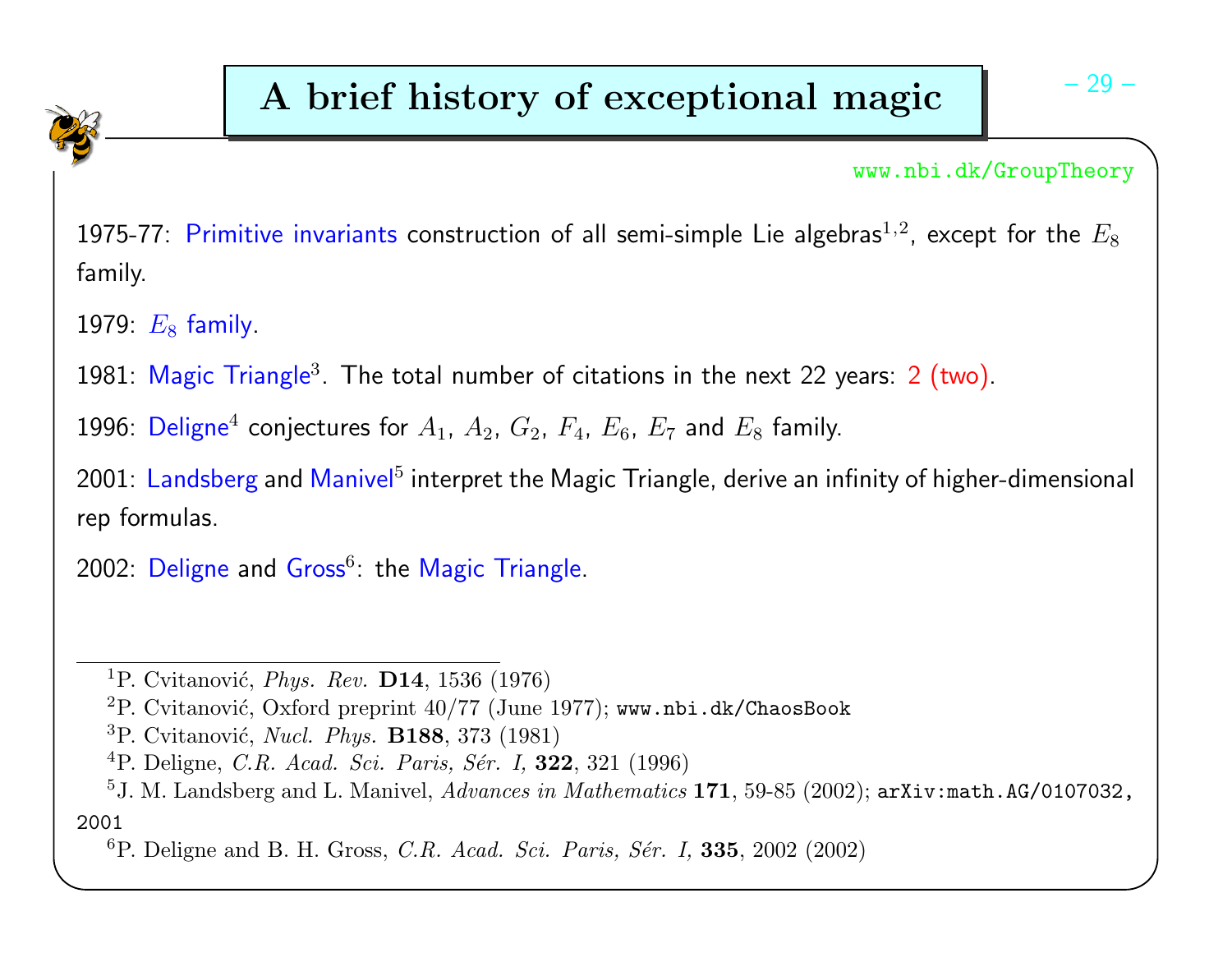# A brief history of exceptional magic

www.nbi.dk/GroupTheory

1975-77: Primitive invariants construction of all semi-simple Lie algebras[1,2], except for the $E_8$ family.

1979: $E_8$ family.

1981: Magic Triangle[3]. The total number of citations in the next 22 years: 2 (two).

1996: Deligne[4] conjectures for $A_1$, $A_2$, $G_2$, $F_4$, $E_6$, $E_7$ and $E_8$ family.

2001: Landsberg and Manivel[5] interpret the Magic Triangle, derive an infinity of higher-dimensional rep formulas.

2002: Deligne and Gross[6]: the Magic Triangle.

---

[1] P. Cvitanović, *Phys. Rev.* **D14**, 1536 (1976)

[2] P. Cvitanović, Oxford preprint 40/77 (June 1977); `www.nbi.dk/ChaosBook`

[3] P. Cvitanović, *Nucl. Phys.* **B188**, 373 (1981)

[4] P. Deligne, *C.R. Acad. Sci. Paris, Sér. I,* **322**, 321 (1996)

[5] J. M. Landsberg and L. Manivel, *Advances in Mathematics* **171**, 59-85 (2002); `arXiv:math.AG/0107032`, 2001

[6] P. Deligne and B. H. Gross, *C.R. Acad. Sci. Paris, Sér. I,* **335**, 2002 (2002)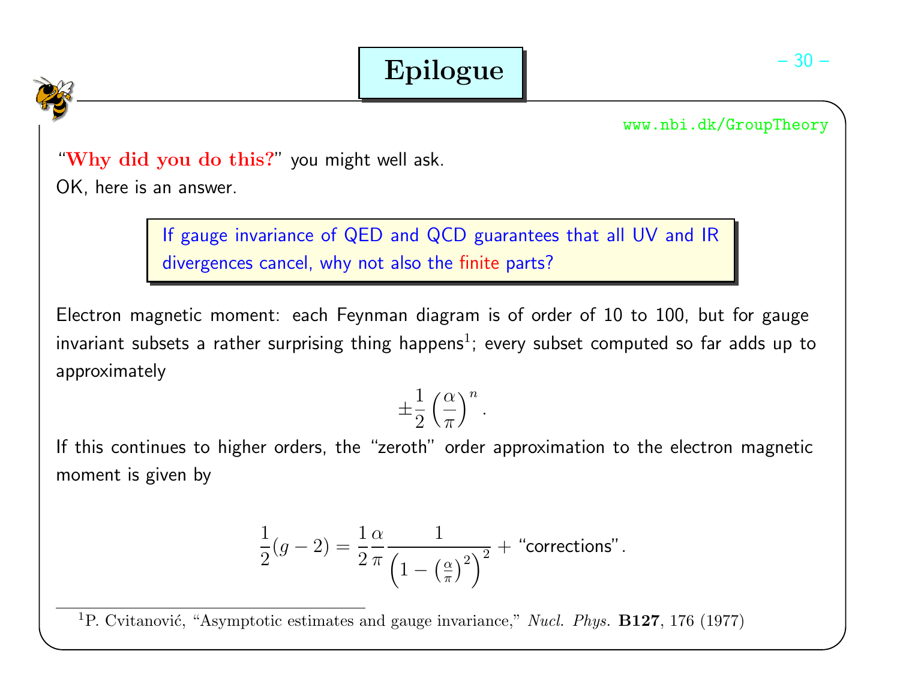# Epilogue

www.nbi.dk/GroupTheory

"**Why did you do this?**" you might well ask.
OK, here is an answer.

> If gauge invariance of QED and QCD guarantees that all UV and IR divergences cancel, why not also the finite parts?

Electron magnetic moment: each Feynman diagram is of order of 10 to 100, but for gauge invariant subsets a rather surprising thing happens[1]; every subset computed so far adds up to approximately

$$\pm \frac{1}{2} \left( \frac{\alpha}{\pi} \right)^n .$$

If this continues to higher orders, the "zeroth" order approximation to the electron magnetic moment is given by

$$\frac{1}{2}(g-2) = \frac{1}{2} \frac{\alpha}{\pi} \frac{1}{\left(1 - \left(\frac{\alpha}{\pi}\right)^2\right)^2} + \text{"corrections"}.$$

[1] P. Cvitanović, "Asymptotic estimates and gauge invariance," *Nucl. Phys.* **B127**, 176 (1977)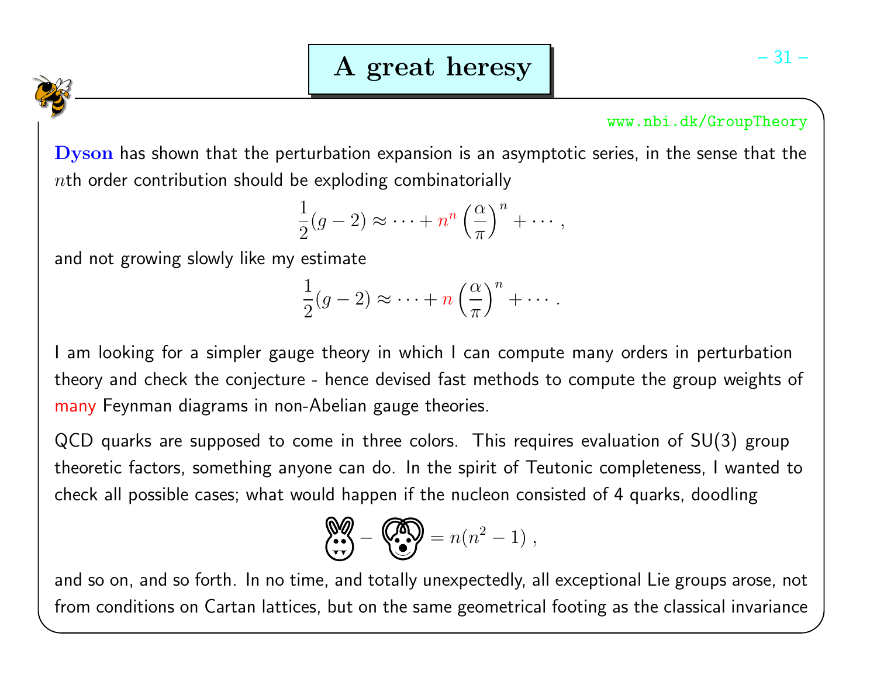# A great heresy

www.nbi.dk/GroupTheory

**Dyson** has shown that the perturbation expansion is an asymptotic series, in the sense that the $n$th order contribution should be exploding combinatorially

$$\frac{1}{2}(g-2) \approx \cdots + n^n \left(\frac{\alpha}{\pi}\right)^n + \cdots ,$$

and not growing slowly like my estimate

$$\frac{1}{2}(g-2) \approx \cdots + n \left(\frac{\alpha}{\pi}\right)^n + \cdots .$$

I am looking for a simpler gauge theory in which I can compute many orders in perturbation theory and check the conjecture - hence devised fast methods to compute the group weights of many Feynman diagrams in non-Abelian gauge theories.

QCD quarks are supposed to come in three colors. This requires evaluation of SU(3) group theoretic factors, something anyone can do. In the spirit of Teutonic completeness, I wanted to check all possible cases; what would happen if the nucleon consisted of 4 quarks, doodling

$$\text{(diagram)} - \text{(diagram)} = n(n^2-1) ,$$

and so on, and so forth. In no time, and totally unexpectedly, all exceptional Lie groups arose, not from conditions on Cartan lattices, but on the same geometrical footing as the classical invariance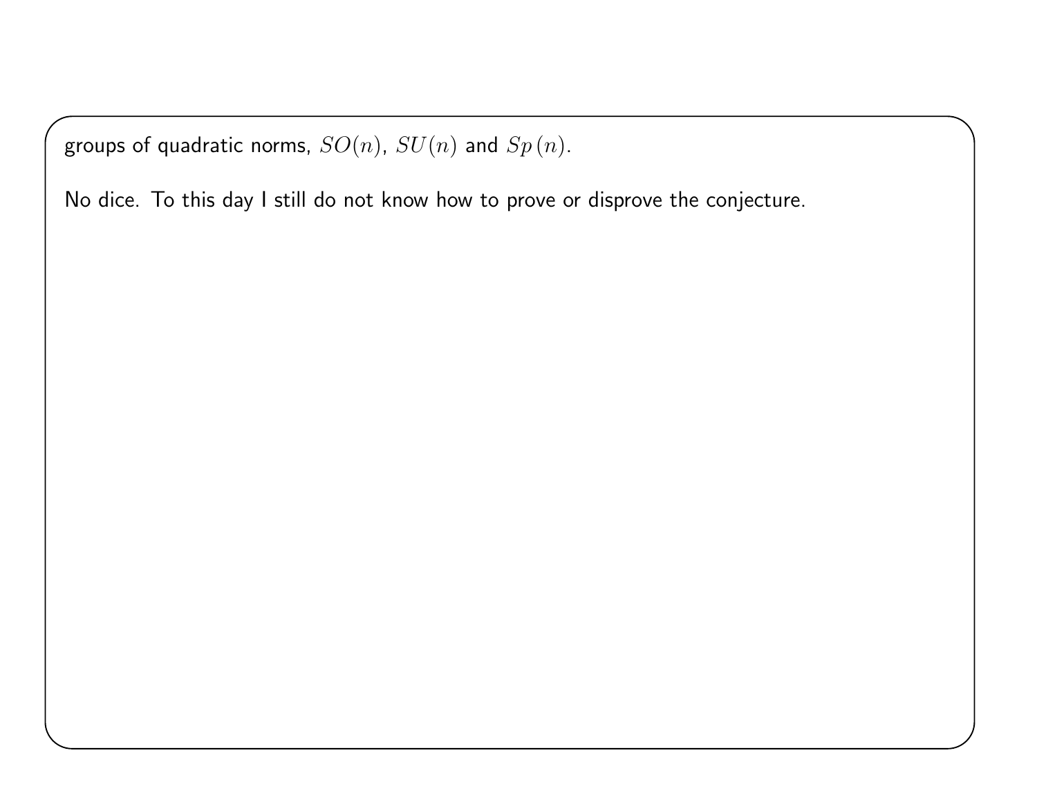groups of quadratic norms, $SO(n)$, $SU(n)$ and $Sp(n)$.

No dice. To this day I still do not know how to prove or disprove the conjecture.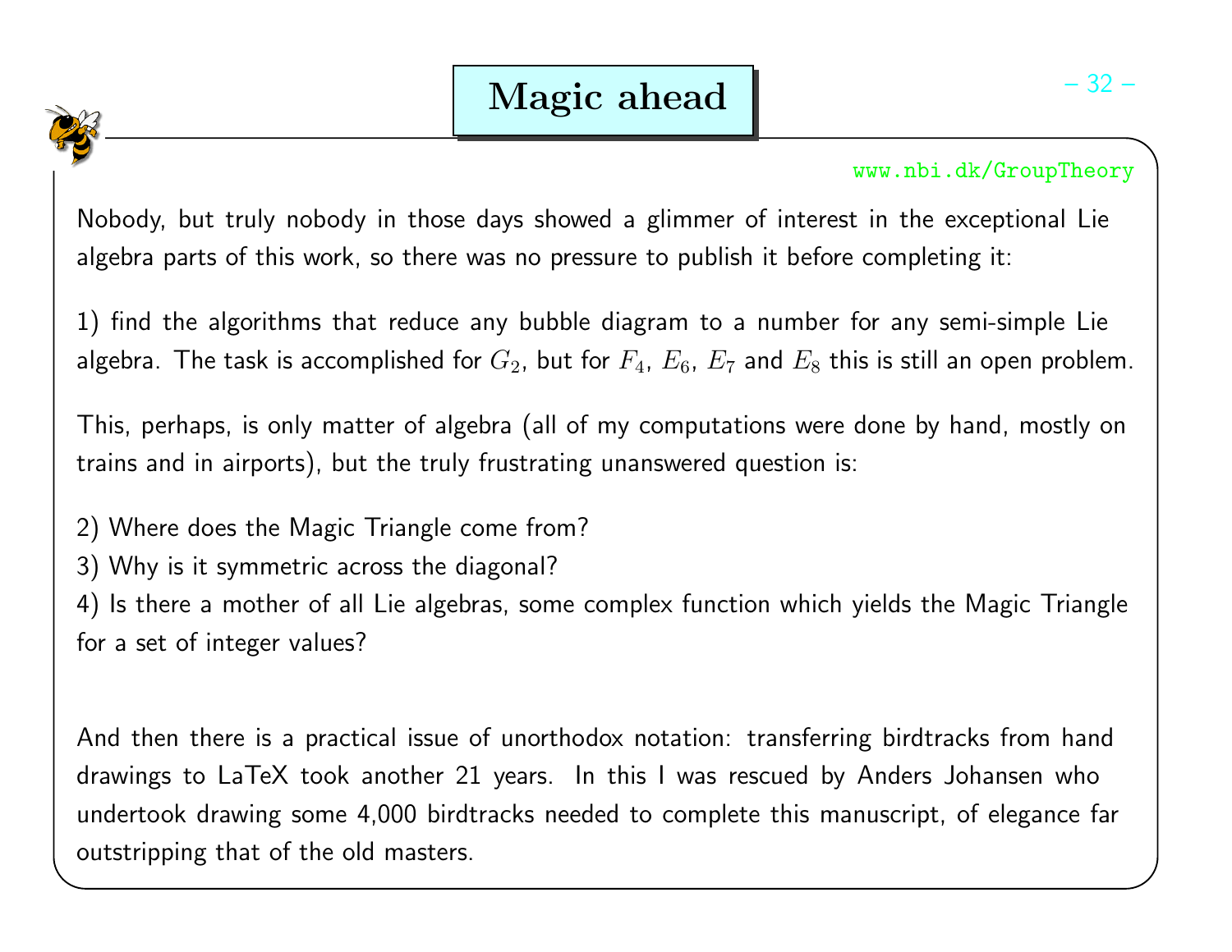# Magic ahead

www.nbi.dk/GroupTheory

Nobody, but truly nobody in those days showed a glimmer of interest in the exceptional Lie algebra parts of this work, so there was no pressure to publish it before completing it:

1) find the algorithms that reduce any bubble diagram to a number for any semi-simple Lie algebra. The task is accomplished for $G_2$, but for $F_4$, $E_6$, $E_7$ and $E_8$ this is still an open problem.

This, perhaps, is only matter of algebra (all of my computations were done by hand, mostly on trains and in airports), but the truly frustrating unanswered question is:

2) Where does the Magic Triangle come from?
3) Why is it symmetric across the diagonal?
4) Is there a mother of all Lie algebras, some complex function which yields the Magic Triangle for a set of integer values?

And then there is a practical issue of unorthodox notation: transferring birdtracks from hand drawings to LaTeX took another 21 years. In this I was rescued by Anders Johansen who undertook drawing some 4,000 birdtracks needed to complete this manuscript, of elegance far outstripping that of the old masters.